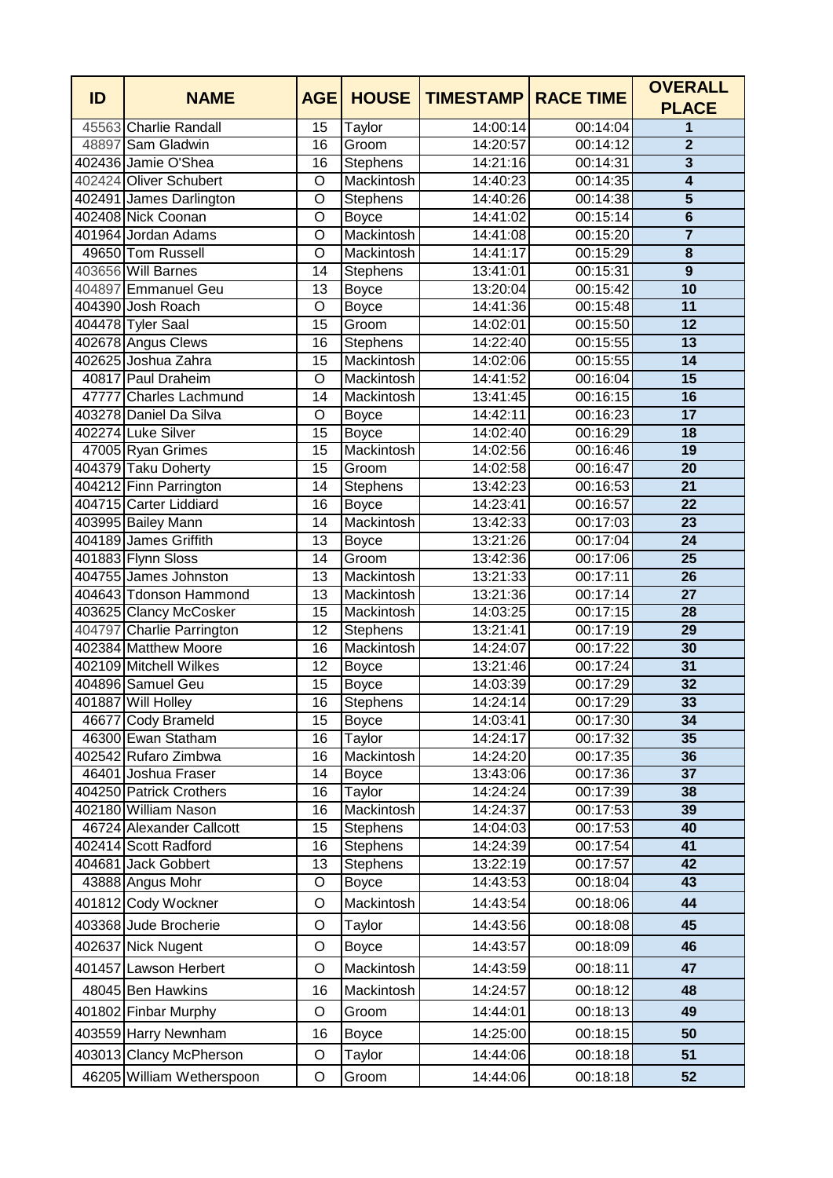| ID | NAME | AGE | HOUSE | TIMESTAMP | RACE TIME | OVERALL PLACE |
|---|---|---|---|---|---|---|
| 45563 | Charlie Randall | 15 | Taylor | 14:00:14 | 00:14:04 | 1 |
| 48897 | Sam Gladwin | 16 | Groom | 14:20:57 | 00:14:12 | 2 |
| 402436 | Jamie O'Shea | 16 | Stephens | 14:21:16 | 00:14:31 | 3 |
| 402424 | Oliver Schubert | O | Mackintosh | 14:40:23 | 00:14:35 | 4 |
| 402491 | James Darlington | O | Stephens | 14:40:26 | 00:14:38 | 5 |
| 402408 | Nick Coonan | O | Boyce | 14:41:02 | 00:15:14 | 6 |
| 401964 | Jordan Adams | O | Mackintosh | 14:41:08 | 00:15:20 | 7 |
| 49650 | Tom Russell | O | Mackintosh | 14:41:17 | 00:15:29 | 8 |
| 403656 | Will Barnes | 14 | Stephens | 13:41:01 | 00:15:31 | 9 |
| 404897 | Emmanuel Geu | 13 | Boyce | 13:20:04 | 00:15:42 | 10 |
| 404390 | Josh Roach | O | Boyce | 14:41:36 | 00:15:48 | 11 |
| 404478 | Tyler Saal | 15 | Groom | 14:02:01 | 00:15:50 | 12 |
| 402678 | Angus Clews | 16 | Stephens | 14:22:40 | 00:15:55 | 13 |
| 402625 | Joshua Zahra | 15 | Mackintosh | 14:02:06 | 00:15:55 | 14 |
| 40817 | Paul Draheim | O | Mackintosh | 14:41:52 | 00:16:04 | 15 |
| 47777 | Charles Lachmund | 14 | Mackintosh | 13:41:45 | 00:16:15 | 16 |
| 403278 | Daniel Da Silva | O | Boyce | 14:42:11 | 00:16:23 | 17 |
| 402274 | Luke Silver | 15 | Boyce | 14:02:40 | 00:16:29 | 18 |
| 47005 | Ryan Grimes | 15 | Mackintosh | 14:02:56 | 00:16:46 | 19 |
| 404379 | Taku Doherty | 15 | Groom | 14:02:58 | 00:16:47 | 20 |
| 404212 | Finn Parrington | 14 | Stephens | 13:42:23 | 00:16:53 | 21 |
| 404715 | Carter Liddiard | 16 | Boyce | 14:23:41 | 00:16:57 | 22 |
| 403995 | Bailey Mann | 14 | Mackintosh | 13:42:33 | 00:17:03 | 23 |
| 404189 | James Griffith | 13 | Boyce | 13:21:26 | 00:17:04 | 24 |
| 401883 | Flynn Sloss | 14 | Groom | 13:42:36 | 00:17:06 | 25 |
| 404755 | James Johnston | 13 | Mackintosh | 13:21:33 | 00:17:11 | 26 |
| 404643 | Tdonson Hammond | 13 | Mackintosh | 13:21:36 | 00:17:14 | 27 |
| 403625 | Clancy McCosker | 15 | Mackintosh | 14:03:25 | 00:17:15 | 28 |
| 404797 | Charlie Parrington | 12 | Stephens | 13:21:41 | 00:17:19 | 29 |
| 402384 | Matthew Moore | 16 | Mackintosh | 14:24:07 | 00:17:22 | 30 |
| 402109 | Mitchell Wilkes | 12 | Boyce | 13:21:46 | 00:17:24 | 31 |
| 404896 | Samuel Geu | 15 | Boyce | 14:03:39 | 00:17:29 | 32 |
| 401887 | Will Holley | 16 | Stephens | 14:24:14 | 00:17:29 | 33 |
| 46677 | Cody Brameld | 15 | Boyce | 14:03:41 | 00:17:30 | 34 |
| 46300 | Ewan Statham | 16 | Taylor | 14:24:17 | 00:17:32 | 35 |
| 402542 | Rufaro Zimbwa | 16 | Mackintosh | 14:24:20 | 00:17:35 | 36 |
| 46401 | Joshua Fraser | 14 | Boyce | 13:43:06 | 00:17:36 | 37 |
| 404250 | Patrick Crothers | 16 | Taylor | 14:24:24 | 00:17:39 | 38 |
| 402180 | William Nason | 16 | Mackintosh | 14:24:37 | 00:17:53 | 39 |
| 46724 | Alexander Callcott | 15 | Stephens | 14:04:03 | 00:17:53 | 40 |
| 402414 | Scott Radford | 16 | Stephens | 14:24:39 | 00:17:54 | 41 |
| 404681 | Jack Gobbert | 13 | Stephens | 13:22:19 | 00:17:57 | 42 |
| 43888 | Angus Mohr | O | Boyce | 14:43:53 | 00:18:04 | 43 |
| 401812 | Cody Wockner | O | Mackintosh | 14:43:54 | 00:18:06 | 44 |
| 403368 | Jude Brocherie | O | Taylor | 14:43:56 | 00:18:08 | 45 |
| 402637 | Nick Nugent | O | Boyce | 14:43:57 | 00:18:09 | 46 |
| 401457 | Lawson Herbert | O | Mackintosh | 14:43:59 | 00:18:11 | 47 |
| 48045 | Ben Hawkins | 16 | Mackintosh | 14:24:57 | 00:18:12 | 48 |
| 401802 | Finbar Murphy | O | Groom | 14:44:01 | 00:18:13 | 49 |
| 403559 | Harry Newnham | 16 | Boyce | 14:25:00 | 00:18:15 | 50 |
| 403013 | Clancy McPherson | O | Taylor | 14:44:06 | 00:18:18 | 51 |
| 46205 | William Wetherspoon | O | Groom | 14:44:06 | 00:18:18 | 52 |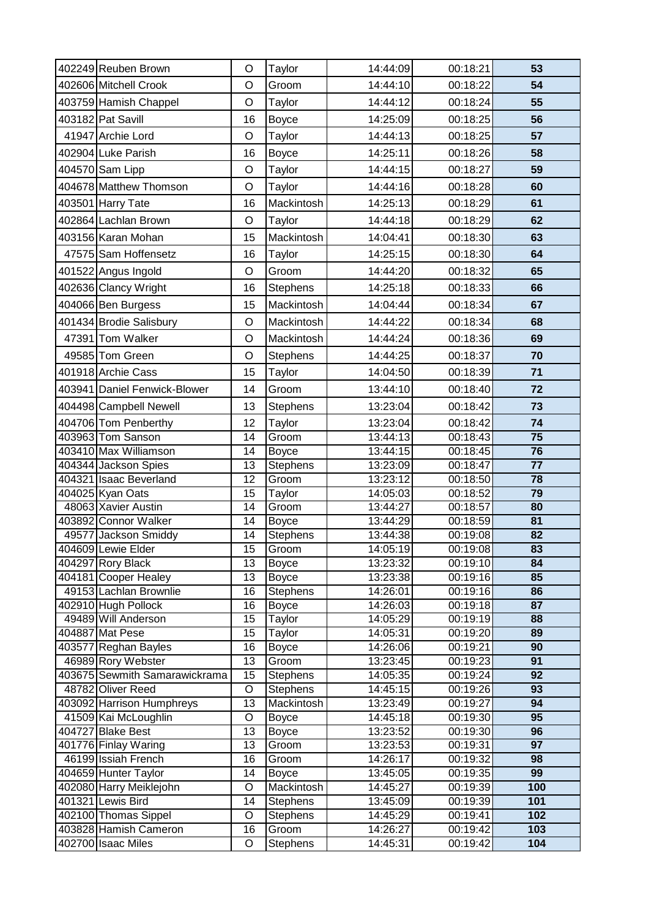| | | | | | | |
|---|---|---|---|---|---|---|
| 402249 | Reuben Brown | O | Taylor | 14:44:09 | 00:18:21 | 53 |
| 402606 | Mitchell Crook | O | Groom | 14:44:10 | 00:18:22 | 54 |
| 403759 | Hamish Chappel | O | Taylor | 14:44:12 | 00:18:24 | 55 |
| 403182 | Pat Savill | 16 | Boyce | 14:25:09 | 00:18:25 | 56 |
| 41947 | Archie Lord | O | Taylor | 14:44:13 | 00:18:25 | 57 |
| 402904 | Luke Parish | 16 | Boyce | 14:25:11 | 00:18:26 | 58 |
| 404570 | Sam Lipp | O | Taylor | 14:44:15 | 00:18:27 | 59 |
| 404678 | Matthew Thomson | O | Taylor | 14:44:16 | 00:18:28 | 60 |
| 403501 | Harry Tate | 16 | Mackintosh | 14:25:13 | 00:18:29 | 61 |
| 402864 | Lachlan Brown | O | Taylor | 14:44:18 | 00:18:29 | 62 |
| 403156 | Karan Mohan | 15 | Mackintosh | 14:04:41 | 00:18:30 | 63 |
| 47575 | Sam Hoffensetz | 16 | Taylor | 14:25:15 | 00:18:30 | 64 |
| 401522 | Angus Ingold | O | Groom | 14:44:20 | 00:18:32 | 65 |
| 402636 | Clancy Wright | 16 | Stephens | 14:25:18 | 00:18:33 | 66 |
| 404066 | Ben Burgess | 15 | Mackintosh | 14:04:44 | 00:18:34 | 67 |
| 401434 | Brodie Salisbury | O | Mackintosh | 14:44:22 | 00:18:34 | 68 |
| 47391 | Tom Walker | O | Mackintosh | 14:44:24 | 00:18:36 | 69 |
| 49585 | Tom Green | O | Stephens | 14:44:25 | 00:18:37 | 70 |
| 401918 | Archie Cass | 15 | Taylor | 14:04:50 | 00:18:39 | 71 |
| 403941 | Daniel Fenwick-Blower | 14 | Groom | 13:44:10 | 00:18:40 | 72 |
| 404498 | Campbell Newell | 13 | Stephens | 13:23:04 | 00:18:42 | 73 |
| 404706 | Tom Penberthy | 12 | Taylor | 13:23:04 | 00:18:42 | 74 |
| 403963 | Tom Sanson | 14 | Groom | 13:44:13 | 00:18:43 | 75 |
| 403410 | Max Williamson | 14 | Boyce | 13:44:15 | 00:18:45 | 76 |
| 404344 | Jackson Spies | 13 | Stephens | 13:23:09 | 00:18:47 | 77 |
| 404321 | Isaac Beverland | 12 | Groom | 13:23:12 | 00:18:50 | 78 |
| 404025 | Kyan Oats | 15 | Taylor | 14:05:03 | 00:18:52 | 79 |
| 48063 | Xavier Austin | 14 | Groom | 13:44:27 | 00:18:57 | 80 |
| 403892 | Connor Walker | 14 | Boyce | 13:44:29 | 00:18:59 | 81 |
| 49577 | Jackson Smiddy | 14 | Stephens | 13:44:38 | 00:19:08 | 82 |
| 404609 | Lewie Elder | 15 | Groom | 14:05:19 | 00:19:08 | 83 |
| 404297 | Rory Black | 13 | Boyce | 13:23:32 | 00:19:10 | 84 |
| 404181 | Cooper Healey | 13 | Boyce | 13:23:38 | 00:19:16 | 85 |
| 49153 | Lachlan Brownlie | 16 | Stephens | 14:26:01 | 00:19:16 | 86 |
| 402910 | Hugh Pollock | 16 | Boyce | 14:26:03 | 00:19:18 | 87 |
| 49489 | Will Anderson | 15 | Taylor | 14:05:29 | 00:19:19 | 88 |
| 404887 | Mat Pese | 15 | Taylor | 14:05:31 | 00:19:20 | 89 |
| 403577 | Reghan Bayles | 16 | Boyce | 14:26:06 | 00:19:21 | 90 |
| 46989 | Rory Webster | 13 | Groom | 13:23:45 | 00:19:23 | 91 |
| 403675 | Sewmith Samarawickrama | 15 | Stephens | 14:05:35 | 00:19:24 | 92 |
| 48782 | Oliver Reed | O | Stephens | 14:45:15 | 00:19:26 | 93 |
| 403092 | Harrison Humphreys | 13 | Mackintosh | 13:23:49 | 00:19:27 | 94 |
| 41509 | Kai McLoughlin | O | Boyce | 14:45:18 | 00:19:30 | 95 |
| 404727 | Blake Best | 13 | Boyce | 13:23:52 | 00:19:30 | 96 |
| 401776 | Finlay Waring | 13 | Groom | 13:23:53 | 00:19:31 | 97 |
| 46199 | Issiah French | 16 | Groom | 14:26:17 | 00:19:32 | 98 |
| 404659 | Hunter Taylor | 14 | Boyce | 13:45:05 | 00:19:35 | 99 |
| 402080 | Harry Meiklejohn | O | Mackintosh | 14:45:27 | 00:19:39 | 100 |
| 401321 | Lewis Bird | 14 | Stephens | 13:45:09 | 00:19:39 | 101 |
| 402100 | Thomas Sippel | O | Stephens | 14:45:29 | 00:19:41 | 102 |
| 403828 | Hamish Cameron | 16 | Groom | 14:26:27 | 00:19:42 | 103 |
| 402700 | Isaac Miles | O | Stephens | 14:45:31 | 00:19:42 | 104 |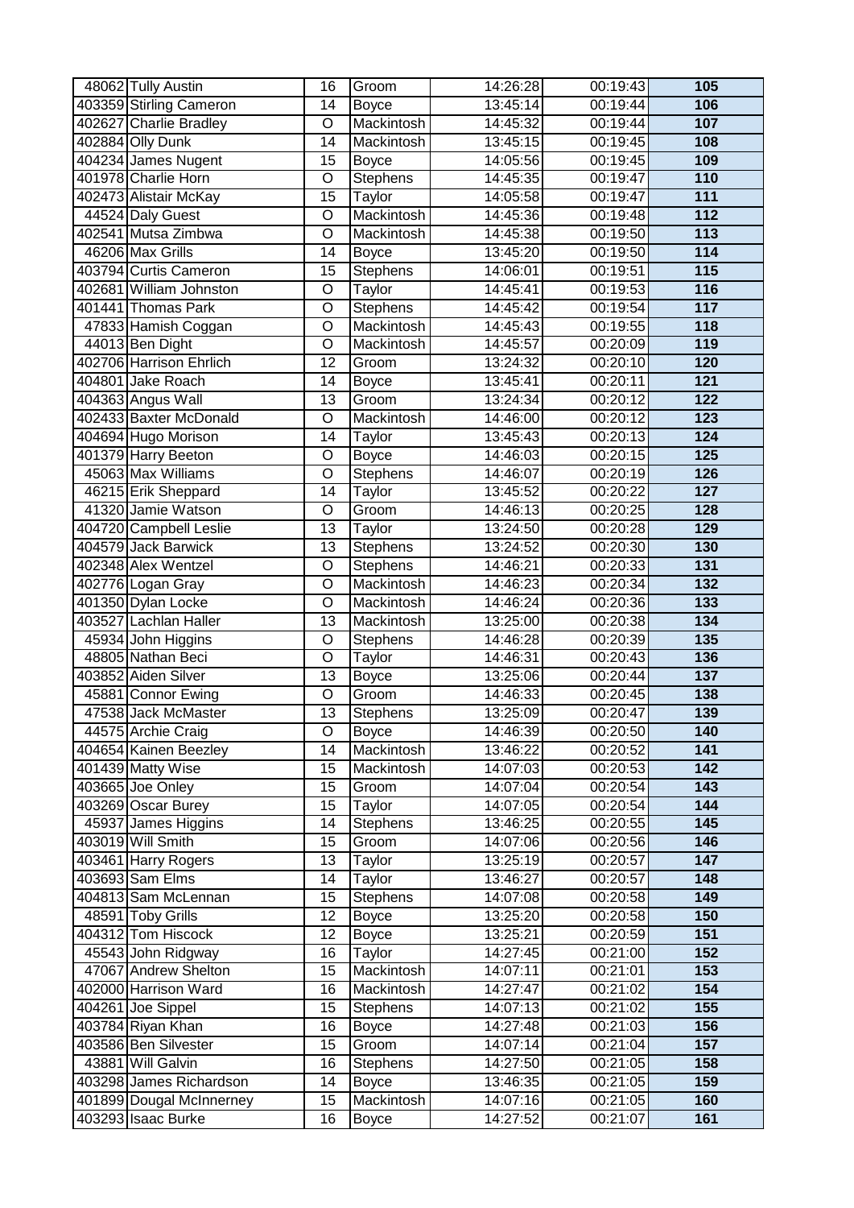| | | | | | | |
|---|---|---|---|---|---|---|
| 48062 | Tully Austin | 16 | Groom | 14:26:28 | 00:19:43 | **105** |
| 403359 | Stirling Cameron | 14 | Boyce | 13:45:14 | 00:19:44 | **106** |
| 402627 | Charlie Bradley | O | Mackintosh | 14:45:32 | 00:19:44 | **107** |
| 402884 | Olly Dunk | 14 | Mackintosh | 13:45:15 | 00:19:45 | **108** |
| 404234 | James Nugent | 15 | Boyce | 14:05:56 | 00:19:45 | **109** |
| 401978 | Charlie Horn | O | Stephens | 14:45:35 | 00:19:47 | **110** |
| 402473 | Alistair McKay | 15 | Taylor | 14:05:58 | 00:19:47 | **111** |
| 44524 | Daly Guest | O | Mackintosh | 14:45:36 | 00:19:48 | **112** |
| 402541 | Mutsa Zimbwa | O | Mackintosh | 14:45:38 | 00:19:50 | **113** |
| 46206 | Max Grills | 14 | Boyce | 13:45:20 | 00:19:50 | **114** |
| 403794 | Curtis Cameron | 15 | Stephens | 14:06:01 | 00:19:51 | **115** |
| 402681 | William Johnston | O | Taylor | 14:45:41 | 00:19:53 | **116** |
| 401441 | Thomas Park | O | Stephens | 14:45:42 | 00:19:54 | **117** |
| 47833 | Hamish Coggan | O | Mackintosh | 14:45:43 | 00:19:55 | **118** |
| 44013 | Ben Dight | O | Mackintosh | 14:45:57 | 00:20:09 | **119** |
| 402706 | Harrison Ehrlich | 12 | Groom | 13:24:32 | 00:20:10 | **120** |
| 404801 | Jake Roach | 14 | Boyce | 13:45:41 | 00:20:11 | **121** |
| 404363 | Angus Wall | 13 | Groom | 13:24:34 | 00:20:12 | **122** |
| 402433 | Baxter McDonald | O | Mackintosh | 14:46:00 | 00:20:12 | **123** |
| 404694 | Hugo Morison | 14 | Taylor | 13:45:43 | 00:20:13 | **124** |
| 401379 | Harry Beeton | O | Boyce | 14:46:03 | 00:20:15 | **125** |
| 45063 | Max Williams | O | Stephens | 14:46:07 | 00:20:19 | **126** |
| 46215 | Erik Sheppard | 14 | Taylor | 13:45:52 | 00:20:22 | **127** |
| 41320 | Jamie Watson | O | Groom | 14:46:13 | 00:20:25 | **128** |
| 404720 | Campbell Leslie | 13 | Taylor | 13:24:50 | 00:20:28 | **129** |
| 404579 | Jack Barwick | 13 | Stephens | 13:24:52 | 00:20:30 | **130** |
| 402348 | Alex Wentzel | O | Stephens | 14:46:21 | 00:20:33 | **131** |
| 402776 | Logan Gray | O | Mackintosh | 14:46:23 | 00:20:34 | **132** |
| 401350 | Dylan Locke | O | Mackintosh | 14:46:24 | 00:20:36 | **133** |
| 403527 | Lachlan Haller | 13 | Mackintosh | 13:25:00 | 00:20:38 | **134** |
| 45934 | John Higgins | O | Stephens | 14:46:28 | 00:20:39 | **135** |
| 48805 | Nathan Beci | O | Taylor | 14:46:31 | 00:20:43 | **136** |
| 403852 | Aiden Silver | 13 | Boyce | 13:25:06 | 00:20:44 | **137** |
| 45881 | Connor Ewing | O | Groom | 14:46:33 | 00:20:45 | **138** |
| 47538 | Jack McMaster | 13 | Stephens | 13:25:09 | 00:20:47 | **139** |
| 44575 | Archie Craig | O | Boyce | 14:46:39 | 00:20:50 | **140** |
| 404654 | Kainen Beezley | 14 | Mackintosh | 13:46:22 | 00:20:52 | **141** |
| 401439 | Matty Wise | 15 | Mackintosh | 14:07:03 | 00:20:53 | **142** |
| 403665 | Joe Onley | 15 | Groom | 14:07:04 | 00:20:54 | **143** |
| 403269 | Oscar Burey | 15 | Taylor | 14:07:05 | 00:20:54 | **144** |
| 45937 | James Higgins | 14 | Stephens | 13:46:25 | 00:20:55 | **145** |
| 403019 | Will Smith | 15 | Groom | 14:07:06 | 00:20:56 | **146** |
| 403461 | Harry Rogers | 13 | Taylor | 13:25:19 | 00:20:57 | **147** |
| 403693 | Sam Elms | 14 | Taylor | 13:46:27 | 00:20:57 | **148** |
| 404813 | Sam McLennan | 15 | Stephens | 14:07:08 | 00:20:58 | **149** |
| 48591 | Toby Grills | 12 | Boyce | 13:25:20 | 00:20:58 | **150** |
| 404312 | Tom Hiscock | 12 | Boyce | 13:25:21 | 00:20:59 | **151** |
| 45543 | John Ridgway | 16 | Taylor | 14:27:45 | 00:21:00 | **152** |
| 47067 | Andrew Shelton | 15 | Mackintosh | 14:07:11 | 00:21:01 | **153** |
| 402000 | Harrison Ward | 16 | Mackintosh | 14:27:47 | 00:21:02 | **154** |
| 404261 | Joe Sippel | 15 | Stephens | 14:07:13 | 00:21:02 | **155** |
| 403784 | Riyan Khan | 16 | Boyce | 14:27:48 | 00:21:03 | **156** |
| 403586 | Ben Silvester | 15 | Groom | 14:07:14 | 00:21:04 | **157** |
| 43881 | Will Galvin | 16 | Stephens | 14:27:50 | 00:21:05 | **158** |
| 403298 | James Richardson | 14 | Boyce | 13:46:35 | 00:21:05 | **159** |
| 401899 | Dougal McInnerney | 15 | Mackintosh | 14:07:16 | 00:21:05 | **160** |
| 403293 | Isaac Burke | 16 | Boyce | 14:27:52 | 00:21:07 | **161** |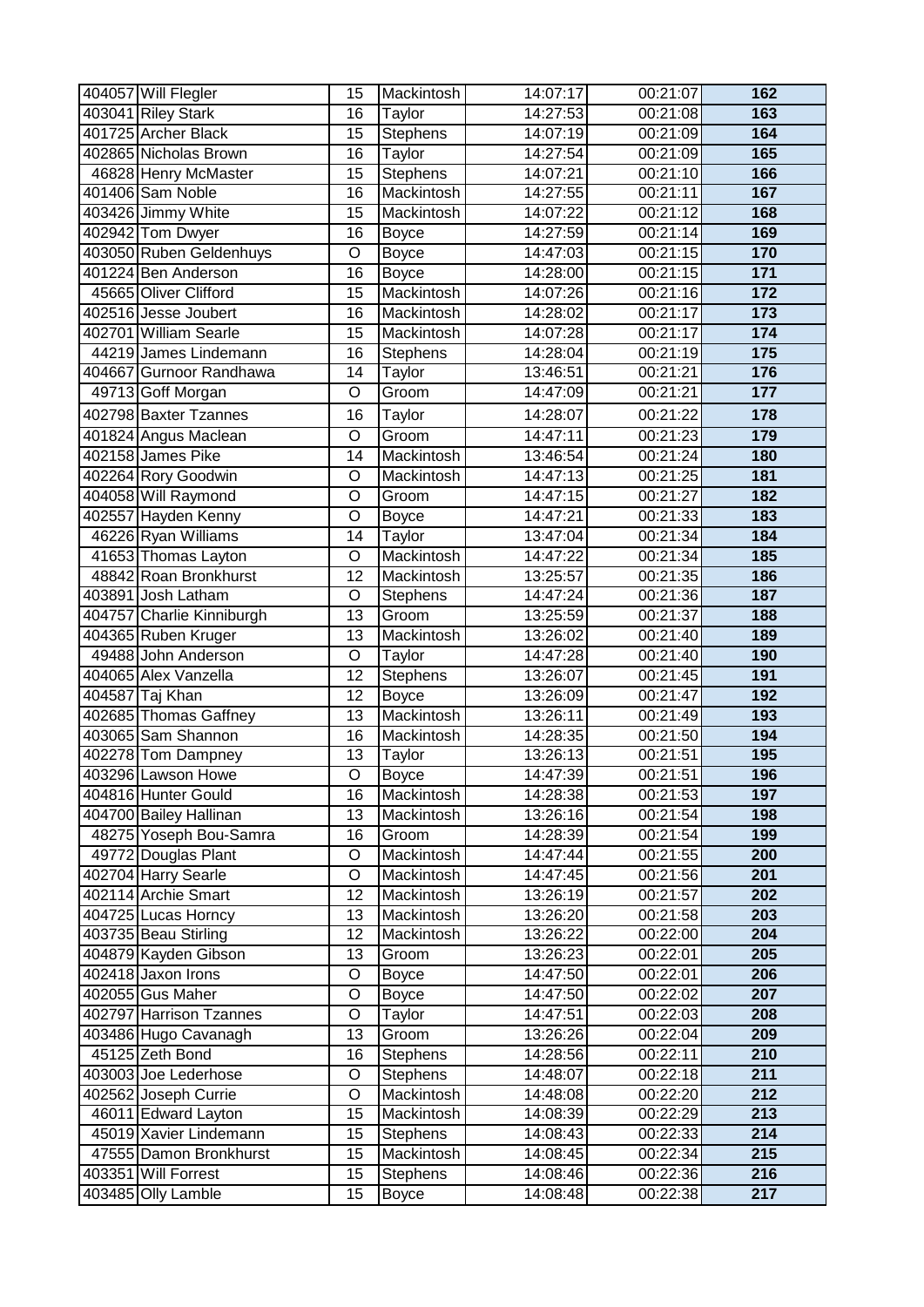| | | | | | | |
|---|---|---|---|---|---|---|
| 404057 | Will Flegler | 15 | Mackintosh | 14:07:17 | 00:21:07 | **162** |
| 403041 | Riley Stark | 16 | Taylor | 14:27:53 | 00:21:08 | **163** |
| 401725 | Archer Black | 15 | Stephens | 14:07:19 | 00:21:09 | **164** |
| 402865 | Nicholas Brown | 16 | Taylor | 14:27:54 | 00:21:09 | **165** |
| 46828 | Henry McMaster | 15 | Stephens | 14:07:21 | 00:21:10 | **166** |
| 401406 | Sam Noble | 16 | Mackintosh | 14:27:55 | 00:21:11 | **167** |
| 403426 | Jimmy White | 15 | Mackintosh | 14:07:22 | 00:21:12 | **168** |
| 402942 | Tom Dwyer | 16 | Boyce | 14:27:59 | 00:21:14 | **169** |
| 403050 | Ruben Geldenhuys | O | Boyce | 14:47:03 | 00:21:15 | **170** |
| 401224 | Ben Anderson | 16 | Boyce | 14:28:00 | 00:21:15 | **171** |
| 45665 | Oliver Clifford | 15 | Mackintosh | 14:07:26 | 00:21:16 | **172** |
| 402516 | Jesse Joubert | 16 | Mackintosh | 14:28:02 | 00:21:17 | **173** |
| 402701 | William Searle | 15 | Mackintosh | 14:07:28 | 00:21:17 | **174** |
| 44219 | James Lindemann | 16 | Stephens | 14:28:04 | 00:21:19 | **175** |
| 404667 | Gurnoor Randhawa | 14 | Taylor | 13:46:51 | 00:21:21 | **176** |
| 49713 | Goff Morgan | O | Groom | 14:47:09 | 00:21:21 | **177** |
| 402798 | Baxter Tzannes | 16 | Taylor | 14:28:07 | 00:21:22 | **178** |
| 401824 | Angus Maclean | O | Groom | 14:47:11 | 00:21:23 | **179** |
| 402158 | James Pike | 14 | Mackintosh | 13:46:54 | 00:21:24 | **180** |
| 402264 | Rory Goodwin | O | Mackintosh | 14:47:13 | 00:21:25 | **181** |
| 404058 | Will Raymond | O | Groom | 14:47:15 | 00:21:27 | **182** |
| 402557 | Hayden Kenny | O | Boyce | 14:47:21 | 00:21:33 | **183** |
| 46226 | Ryan Williams | 14 | Taylor | 13:47:04 | 00:21:34 | **184** |
| 41653 | Thomas Layton | O | Mackintosh | 14:47:22 | 00:21:34 | **185** |
| 48842 | Roan Bronkhurst | 12 | Mackintosh | 13:25:57 | 00:21:35 | **186** |
| 403891 | Josh Latham | O | Stephens | 14:47:24 | 00:21:36 | **187** |
| 404757 | Charlie Kinniburgh | 13 | Groom | 13:25:59 | 00:21:37 | **188** |
| 404365 | Ruben Kruger | 13 | Mackintosh | 13:26:02 | 00:21:40 | **189** |
| 49488 | John Anderson | O | Taylor | 14:47:28 | 00:21:40 | **190** |
| 404065 | Alex Vanzella | 12 | Stephens | 13:26:07 | 00:21:45 | **191** |
| 404587 | Taj Khan | 12 | Boyce | 13:26:09 | 00:21:47 | **192** |
| 402685 | Thomas Gaffney | 13 | Mackintosh | 13:26:11 | 00:21:49 | **193** |
| 403065 | Sam Shannon | 16 | Mackintosh | 14:28:35 | 00:21:50 | **194** |
| 402278 | Tom Dampney | 13 | Taylor | 13:26:13 | 00:21:51 | **195** |
| 403296 | Lawson Howe | O | Boyce | 14:47:39 | 00:21:51 | **196** |
| 404816 | Hunter Gould | 16 | Mackintosh | 14:28:38 | 00:21:53 | **197** |
| 404700 | Bailey Hallinan | 13 | Mackintosh | 13:26:16 | 00:21:54 | **198** |
| 48275 | Yoseph Bou-Samra | 16 | Groom | 14:28:39 | 00:21:54 | **199** |
| 49772 | Douglas Plant | O | Mackintosh | 14:47:44 | 00:21:55 | **200** |
| 402704 | Harry Searle | O | Mackintosh | 14:47:45 | 00:21:56 | **201** |
| 402114 | Archie Smart | 12 | Mackintosh | 13:26:19 | 00:21:57 | **202** |
| 404725 | Lucas Horncy | 13 | Mackintosh | 13:26:20 | 00:21:58 | **203** |
| 403735 | Beau Stirling | 12 | Mackintosh | 13:26:22 | 00:22:00 | **204** |
| 404879 | Kayden Gibson | 13 | Groom | 13:26:23 | 00:22:01 | **205** |
| 402418 | Jaxon Irons | O | Boyce | 14:47:50 | 00:22:01 | **206** |
| 402055 | Gus Maher | O | Boyce | 14:47:50 | 00:22:02 | **207** |
| 402797 | Harrison Tzannes | O | Taylor | 14:47:51 | 00:22:03 | **208** |
| 403486 | Hugo Cavanagh | 13 | Groom | 13:26:26 | 00:22:04 | **209** |
| 45125 | Zeth Bond | 16 | Stephens | 14:28:56 | 00:22:11 | **210** |
| 403003 | Joe Lederhose | O | Stephens | 14:48:07 | 00:22:18 | **211** |
| 402562 | Joseph Currie | O | Mackintosh | 14:48:08 | 00:22:20 | **212** |
| 46011 | Edward Layton | 15 | Mackintosh | 14:08:39 | 00:22:29 | **213** |
| 45019 | Xavier Lindemann | 15 | Stephens | 14:08:43 | 00:22:33 | **214** |
| 47555 | Damon Bronkhurst | 15 | Mackintosh | 14:08:45 | 00:22:34 | **215** |
| 403351 | Will Forrest | 15 | Stephens | 14:08:46 | 00:22:36 | **216** |
| 403485 | Olly Lamble | 15 | Boyce | 14:08:48 | 00:22:38 | **217** |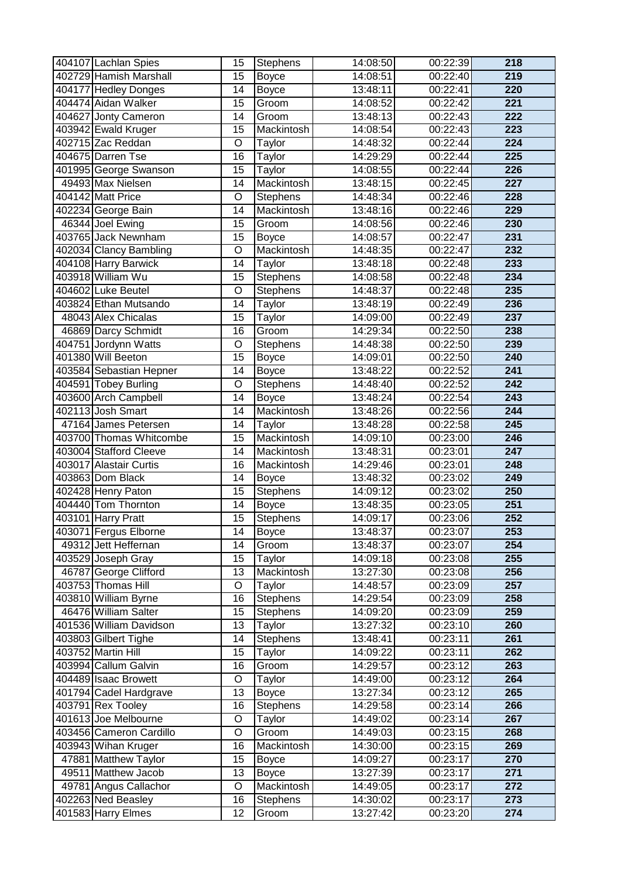| | | | | | | |
|---|---|---|---|---|---|---|
| 404107 | Lachlan Spies | 15 | Stephens | 14:08:50 | 00:22:39 | **218** |
| 402729 | Hamish Marshall | 15 | Boyce | 14:08:51 | 00:22:40 | **219** |
| 404177 | Hedley Donges | 14 | Boyce | 13:48:11 | 00:22:41 | **220** |
| 404474 | Aidan Walker | 15 | Groom | 14:08:52 | 00:22:42 | **221** |
| 404627 | Jonty Cameron | 14 | Groom | 13:48:13 | 00:22:43 | **222** |
| 403942 | Ewald Kruger | 15 | Mackintosh | 14:08:54 | 00:22:43 | **223** |
| 402715 | Zac Reddan | O | Taylor | 14:48:32 | 00:22:44 | **224** |
| 404675 | Darren Tse | 16 | Taylor | 14:29:29 | 00:22:44 | **225** |
| 401995 | George Swanson | 15 | Taylor | 14:08:55 | 00:22:44 | **226** |
| 49493 | Max Nielsen | 14 | Mackintosh | 13:48:15 | 00:22:45 | **227** |
| 404142 | Matt Price | O | Stephens | 14:48:34 | 00:22:46 | **228** |
| 402234 | George Bain | 14 | Mackintosh | 13:48:16 | 00:22:46 | **229** |
| 46344 | Joel Ewing | 15 | Groom | 14:08:56 | 00:22:46 | **230** |
| 403765 | Jack Newnham | 15 | Boyce | 14:08:57 | 00:22:47 | **231** |
| 402034 | Clancy Bambling | O | Mackintosh | 14:48:35 | 00:22:47 | **232** |
| 404108 | Harry Barwick | 14 | Taylor | 13:48:18 | 00:22:48 | **233** |
| 403918 | William Wu | 15 | Stephens | 14:08:58 | 00:22:48 | **234** |
| 404602 | Luke Beutel | O | Stephens | 14:48:37 | 00:22:48 | **235** |
| 403824 | Ethan Mutsando | 14 | Taylor | 13:48:19 | 00:22:49 | **236** |
| 48043 | Alex Chicalas | 15 | Taylor | 14:09:00 | 00:22:49 | **237** |
| 46869 | Darcy Schmidt | 16 | Groom | 14:29:34 | 00:22:50 | **238** |
| 404751 | Jordynn Watts | O | Stephens | 14:48:38 | 00:22:50 | **239** |
| 401380 | Will Beeton | 15 | Boyce | 14:09:01 | 00:22:50 | **240** |
| 403584 | Sebastian Hepner | 14 | Boyce | 13:48:22 | 00:22:52 | **241** |
| 404591 | Tobey Burling | O | Stephens | 14:48:40 | 00:22:52 | **242** |
| 403600 | Arch Campbell | 14 | Boyce | 13:48:24 | 00:22:54 | **243** |
| 402113 | Josh Smart | 14 | Mackintosh | 13:48:26 | 00:22:56 | **244** |
| 47164 | James Petersen | 14 | Taylor | 13:48:28 | 00:22:58 | **245** |
| 403700 | Thomas Whitcombe | 15 | Mackintosh | 14:09:10 | 00:23:00 | **246** |
| 403004 | Stafford Cleeve | 14 | Mackintosh | 13:48:31 | 00:23:01 | **247** |
| 403017 | Alastair Curtis | 16 | Mackintosh | 14:29:46 | 00:23:01 | **248** |
| 403863 | Dom Black | 14 | Boyce | 13:48:32 | 00:23:02 | **249** |
| 402428 | Henry Paton | 15 | Stephens | 14:09:12 | 00:23:02 | **250** |
| 404440 | Tom Thornton | 14 | Boyce | 13:48:35 | 00:23:05 | **251** |
| 403101 | Harry Pratt | 15 | Stephens | 14:09:17 | 00:23:06 | **252** |
| 403071 | Fergus Elborne | 14 | Boyce | 13:48:37 | 00:23:07 | **253** |
| 49312 | Jett Heffernan | 14 | Groom | 13:48:37 | 00:23:07 | **254** |
| 403529 | Joseph Gray | 15 | Taylor | 14:09:18 | 00:23:08 | **255** |
| 46787 | George Clifford | 13 | Mackintosh | 13:27:30 | 00:23:08 | **256** |
| 403753 | Thomas Hill | O | Taylor | 14:48:57 | 00:23:09 | **257** |
| 403810 | William Byrne | 16 | Stephens | 14:29:54 | 00:23:09 | **258** |
| 46476 | William Salter | 15 | Stephens | 14:09:20 | 00:23:09 | **259** |
| 401536 | William Davidson | 13 | Taylor | 13:27:32 | 00:23:10 | **260** |
| 403803 | Gilbert Tighe | 14 | Stephens | 13:48:41 | 00:23:11 | **261** |
| 403752 | Martin Hill | 15 | Taylor | 14:09:22 | 00:23:11 | **262** |
| 403994 | Callum Galvin | 16 | Groom | 14:29:57 | 00:23:12 | **263** |
| 404489 | Isaac Browett | O | Taylor | 14:49:00 | 00:23:12 | **264** |
| 401794 | Cadel Hardgrave | 13 | Boyce | 13:27:34 | 00:23:12 | **265** |
| 403791 | Rex Tooley | 16 | Stephens | 14:29:58 | 00:23:14 | **266** |
| 401613 | Joe Melbourne | O | Taylor | 14:49:02 | 00:23:14 | **267** |
| 403456 | Cameron Cardillo | O | Groom | 14:49:03 | 00:23:15 | **268** |
| 403943 | Wihan Kruger | 16 | Mackintosh | 14:30:00 | 00:23:15 | **269** |
| 47881 | Matthew Taylor | 15 | Boyce | 14:09:27 | 00:23:17 | **270** |
| 49511 | Matthew Jacob | 13 | Boyce | 13:27:39 | 00:23:17 | **271** |
| 49781 | Angus Callachor | O | Mackintosh | 14:49:05 | 00:23:17 | **272** |
| 402263 | Ned Beasley | 16 | Stephens | 14:30:02 | 00:23:17 | **273** |
| 401583 | Harry Elmes | 12 | Groom | 13:27:42 | 00:23:20 | **274** |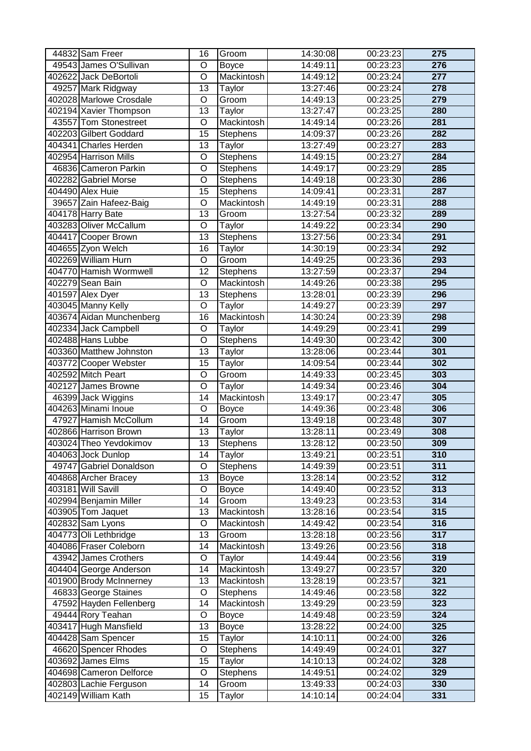| | | | | | | |
|---|---|---|---|---|---|---|
| 44832 | Sam Freer | 16 | Groom | 14:30:08 | 00:23:23 | **275** |
| 49543 | James O'Sullivan | O | Boyce | 14:49:11 | 00:23:23 | **276** |
| 402622 | Jack DeBortoli | O | Mackintosh | 14:49:12 | 00:23:24 | **277** |
| 49257 | Mark Ridgway | 13 | Taylor | 13:27:46 | 00:23:24 | **278** |
| 402028 | Marlowe Crosdale | O | Groom | 14:49:13 | 00:23:25 | **279** |
| 402194 | Xavier Thompson | 13 | Taylor | 13:27:47 | 00:23:25 | **280** |
| 43557 | Tom Stonestreet | O | Mackintosh | 14:49:14 | 00:23:26 | **281** |
| 402203 | Gilbert Goddard | 15 | Stephens | 14:09:37 | 00:23:26 | **282** |
| 404341 | Charles Herden | 13 | Taylor | 13:27:49 | 00:23:27 | **283** |
| 402954 | Harrison Mills | O | Stephens | 14:49:15 | 00:23:27 | **284** |
| 46836 | Cameron Parkin | O | Stephens | 14:49:17 | 00:23:29 | **285** |
| 402282 | Gabriel Morse | O | Stephens | 14:49:18 | 00:23:30 | **286** |
| 404490 | Alex Huie | 15 | Stephens | 14:09:41 | 00:23:31 | **287** |
| 39657 | Zain Hafeez-Baig | O | Mackintosh | 14:49:19 | 00:23:31 | **288** |
| 404178 | Harry Bate | 13 | Groom | 13:27:54 | 00:23:32 | **289** |
| 403283 | Oliver McCallum | O | Taylor | 14:49:22 | 00:23:34 | **290** |
| 404417 | Cooper Brown | 13 | Stephens | 13:27:56 | 00:23:34 | **291** |
| 404655 | Zyon Welch | 16 | Taylor | 14:30:19 | 00:23:34 | **292** |
| 402269 | William Hurn | O | Groom | 14:49:25 | 00:23:36 | **293** |
| 404770 | Hamish Wormwell | 12 | Stephens | 13:27:59 | 00:23:37 | **294** |
| 402279 | Sean Bain | O | Mackintosh | 14:49:26 | 00:23:38 | **295** |
| 401597 | Alex Dyer | 13 | Stephens | 13:28:01 | 00:23:39 | **296** |
| 403045 | Manny Kelly | O | Taylor | 14:49:27 | 00:23:39 | **297** |
| 403674 | Aidan Munchenberg | 16 | Mackintosh | 14:30:24 | 00:23:39 | **298** |
| 402334 | Jack Campbell | O | Taylor | 14:49:29 | 00:23:41 | **299** |
| 402488 | Hans Lubbe | O | Stephens | 14:49:30 | 00:23:42 | **300** |
| 403360 | Matthew Johnston | 13 | Taylor | 13:28:06 | 00:23:44 | **301** |
| 403772 | Cooper Webster | 15 | Taylor | 14:09:54 | 00:23:44 | **302** |
| 402592 | Mitch Peart | O | Groom | 14:49:33 | 00:23:45 | **303** |
| 402127 | James Browne | O | Taylor | 14:49:34 | 00:23:46 | **304** |
| 46399 | Jack Wiggins | 14 | Mackintosh | 13:49:17 | 00:23:47 | **305** |
| 404263 | Minami Inoue | O | Boyce | 14:49:36 | 00:23:48 | **306** |
| 47927 | Hamish McCollum | 14 | Groom | 13:49:18 | 00:23:48 | **307** |
| 402866 | Harrison Brown | 13 | Taylor | 13:28:11 | 00:23:49 | **308** |
| 403024 | Theo Yevdokimov | 13 | Stephens | 13:28:12 | 00:23:50 | **309** |
| 404063 | Jock Dunlop | 14 | Taylor | 13:49:21 | 00:23:51 | **310** |
| 49747 | Gabriel Donaldson | O | Stephens | 14:49:39 | 00:23:51 | **311** |
| 404868 | Archer Bracey | 13 | Boyce | 13:28:14 | 00:23:52 | **312** |
| 403181 | Will Savill | O | Boyce | 14:49:40 | 00:23:52 | **313** |
| 402994 | Benjamin Miller | 14 | Groom | 13:49:23 | 00:23:53 | **314** |
| 403905 | Tom Jaquet | 13 | Mackintosh | 13:28:16 | 00:23:54 | **315** |
| 402832 | Sam Lyons | O | Mackintosh | 14:49:42 | 00:23:54 | **316** |
| 404773 | Oli Lethbridge | 13 | Groom | 13:28:18 | 00:23:56 | **317** |
| 404086 | Fraser Coleborn | 14 | Mackintosh | 13:49:26 | 00:23:56 | **318** |
| 43942 | James Crothers | O | Taylor | 14:49:44 | 00:23:56 | **319** |
| 404404 | George Anderson | 14 | Mackintosh | 13:49:27 | 00:23:57 | **320** |
| 401900 | Brody McInnerney | 13 | Mackintosh | 13:28:19 | 00:23:57 | **321** |
| 46833 | George Staines | O | Stephens | 14:49:46 | 00:23:58 | **322** |
| 47592 | Hayden Fellenberg | 14 | Mackintosh | 13:49:29 | 00:23:59 | **323** |
| 49444 | Rory Teahan | O | Boyce | 14:49:48 | 00:23:59 | **324** |
| 403417 | Hugh Mansfield | 13 | Boyce | 13:28:22 | 00:24:00 | **325** |
| 404428 | Sam Spencer | 15 | Taylor | 14:10:11 | 00:24:00 | **326** |
| 46620 | Spencer Rhodes | O | Stephens | 14:49:49 | 00:24:01 | **327** |
| 403692 | James Elms | 15 | Taylor | 14:10:13 | 00:24:02 | **328** |
| 404698 | Cameron Delforce | O | Stephens | 14:49:51 | 00:24:02 | **329** |
| 402803 | Lachie Ferguson | 14 | Groom | 13:49:33 | 00:24:03 | **330** |
| 402149 | William Kath | 15 | Taylor | 14:10:14 | 00:24:04 | **331** |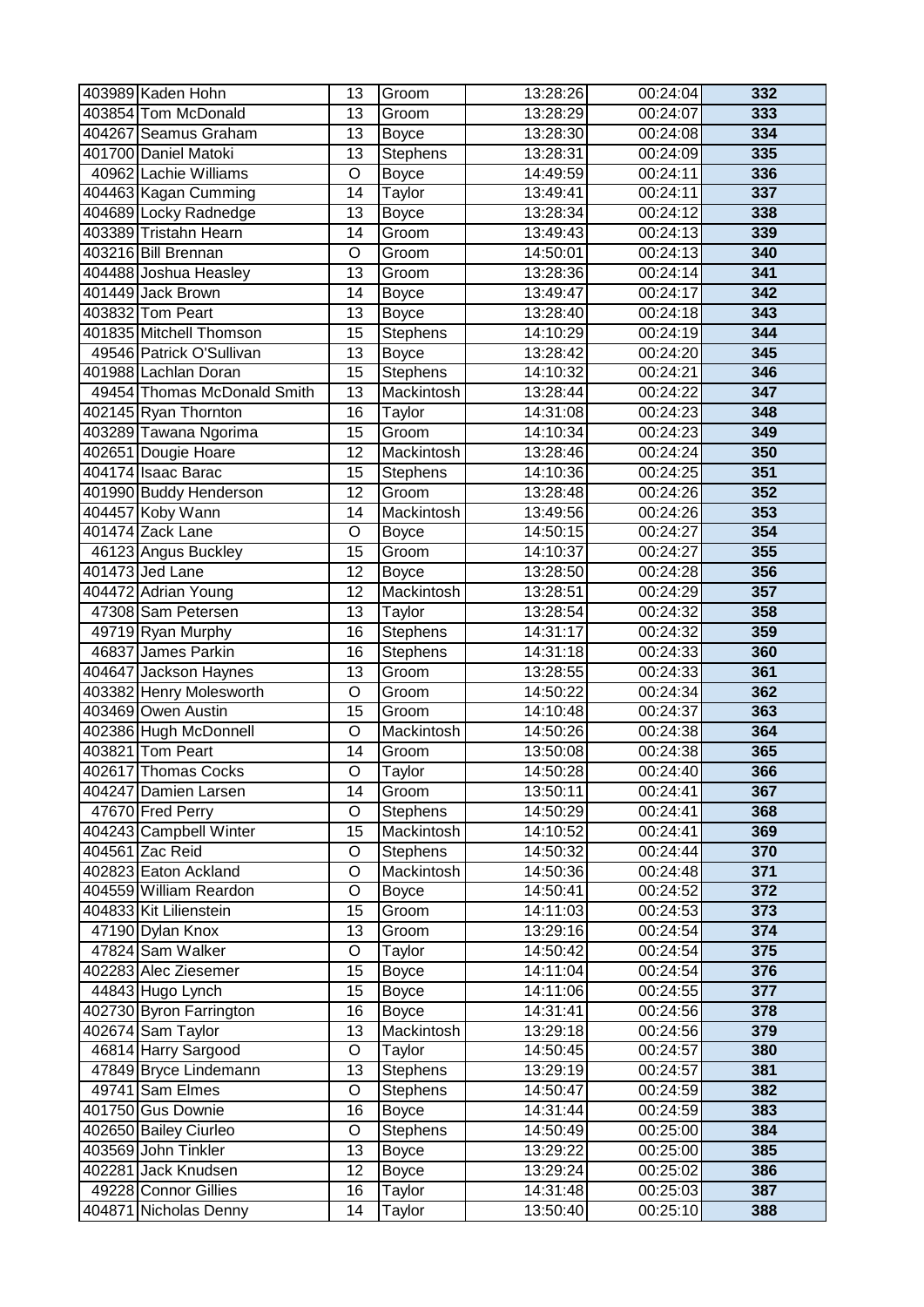| | | | | | | |
|---|---|---|---|---|---|---|
| 403989 | Kaden Hohn | 13 | Groom | 13:28:26 | 00:24:04 | **332** |
| 403854 | Tom McDonald | 13 | Groom | 13:28:29 | 00:24:07 | **333** |
| 404267 | Seamus Graham | 13 | Boyce | 13:28:30 | 00:24:08 | **334** |
| 401700 | Daniel Matoki | 13 | Stephens | 13:28:31 | 00:24:09 | **335** |
| 40962 | Lachie Williams | O | Boyce | 14:49:59 | 00:24:11 | **336** |
| 404463 | Kagan Cumming | 14 | Taylor | 13:49:41 | 00:24:11 | **337** |
| 404689 | Locky Radnedge | 13 | Boyce | 13:28:34 | 00:24:12 | **338** |
| 403389 | Tristahn Hearn | 14 | Groom | 13:49:43 | 00:24:13 | **339** |
| 403216 | Bill Brennan | O | Groom | 14:50:01 | 00:24:13 | **340** |
| 404488 | Joshua Heasley | 13 | Groom | 13:28:36 | 00:24:14 | **341** |
| 401449 | Jack Brown | 14 | Boyce | 13:49:47 | 00:24:17 | **342** |
| 403832 | Tom Peart | 13 | Boyce | 13:28:40 | 00:24:18 | **343** |
| 401835 | Mitchell Thomson | 15 | Stephens | 14:10:29 | 00:24:19 | **344** |
| 49546 | Patrick O'Sullivan | 13 | Boyce | 13:28:42 | 00:24:20 | **345** |
| 401988 | Lachlan Doran | 15 | Stephens | 14:10:32 | 00:24:21 | **346** |
| 49454 | Thomas McDonald Smith | 13 | Mackintosh | 13:28:44 | 00:24:22 | **347** |
| 402145 | Ryan Thornton | 16 | Taylor | 14:31:08 | 00:24:23 | **348** |
| 403289 | Tawana Ngorima | 15 | Groom | 14:10:34 | 00:24:23 | **349** |
| 402651 | Dougie Hoare | 12 | Mackintosh | 13:28:46 | 00:24:24 | **350** |
| 404174 | Isaac Barac | 15 | Stephens | 14:10:36 | 00:24:25 | **351** |
| 401990 | Buddy Henderson | 12 | Groom | 13:28:48 | 00:24:26 | **352** |
| 404457 | Koby Wann | 14 | Mackintosh | 13:49:56 | 00:24:26 | **353** |
| 401474 | Zack Lane | O | Boyce | 14:50:15 | 00:24:27 | **354** |
| 46123 | Angus Buckley | 15 | Groom | 14:10:37 | 00:24:27 | **355** |
| 401473 | Jed Lane | 12 | Boyce | 13:28:50 | 00:24:28 | **356** |
| 404472 | Adrian Young | 12 | Mackintosh | 13:28:51 | 00:24:29 | **357** |
| 47308 | Sam Petersen | 13 | Taylor | 13:28:54 | 00:24:32 | **358** |
| 49719 | Ryan Murphy | 16 | Stephens | 14:31:17 | 00:24:32 | **359** |
| 46837 | James Parkin | 16 | Stephens | 14:31:18 | 00:24:33 | **360** |
| 404647 | Jackson Haynes | 13 | Groom | 13:28:55 | 00:24:33 | **361** |
| 403382 | Henry Molesworth | O | Groom | 14:50:22 | 00:24:34 | **362** |
| 403469 | Owen Austin | 15 | Groom | 14:10:48 | 00:24:37 | **363** |
| 402386 | Hugh McDonnell | O | Mackintosh | 14:50:26 | 00:24:38 | **364** |
| 403821 | Tom Peart | 14 | Groom | 13:50:08 | 00:24:38 | **365** |
| 402617 | Thomas Cocks | O | Taylor | 14:50:28 | 00:24:40 | **366** |
| 404247 | Damien Larsen | 14 | Groom | 13:50:11 | 00:24:41 | **367** |
| 47670 | Fred Perry | O | Stephens | 14:50:29 | 00:24:41 | **368** |
| 404243 | Campbell Winter | 15 | Mackintosh | 14:10:52 | 00:24:41 | **369** |
| 404561 | Zac Reid | O | Stephens | 14:50:32 | 00:24:44 | **370** |
| 402823 | Eaton Ackland | O | Mackintosh | 14:50:36 | 00:24:48 | **371** |
| 404559 | William Reardon | O | Boyce | 14:50:41 | 00:24:52 | **372** |
| 404833 | Kit Lilienstein | 15 | Groom | 14:11:03 | 00:24:53 | **373** |
| 47190 | Dylan Knox | 13 | Groom | 13:29:16 | 00:24:54 | **374** |
| 47824 | Sam Walker | O | Taylor | 14:50:42 | 00:24:54 | **375** |
| 402283 | Alec Ziesemer | 15 | Boyce | 14:11:04 | 00:24:54 | **376** |
| 44843 | Hugo Lynch | 15 | Boyce | 14:11:06 | 00:24:55 | **377** |
| 402730 | Byron Farrington | 16 | Boyce | 14:31:41 | 00:24:56 | **378** |
| 402674 | Sam Taylor | 13 | Mackintosh | 13:29:18 | 00:24:56 | **379** |
| 46814 | Harry Sargood | O | Taylor | 14:50:45 | 00:24:57 | **380** |
| 47849 | Bryce Lindemann | 13 | Stephens | 13:29:19 | 00:24:57 | **381** |
| 49741 | Sam Elmes | O | Stephens | 14:50:47 | 00:24:59 | **382** |
| 401750 | Gus Downie | 16 | Boyce | 14:31:44 | 00:24:59 | **383** |
| 402650 | Bailey Ciurleo | O | Stephens | 14:50:49 | 00:25:00 | **384** |
| 403569 | John Tinkler | 13 | Boyce | 13:29:22 | 00:25:00 | **385** |
| 402281 | Jack Knudsen | 12 | Boyce | 13:29:24 | 00:25:02 | **386** |
| 49228 | Connor Gillies | 16 | Taylor | 14:31:48 | 00:25:03 | **387** |
| 404871 | Nicholas Denny | 14 | Taylor | 13:50:40 | 00:25:10 | **388** |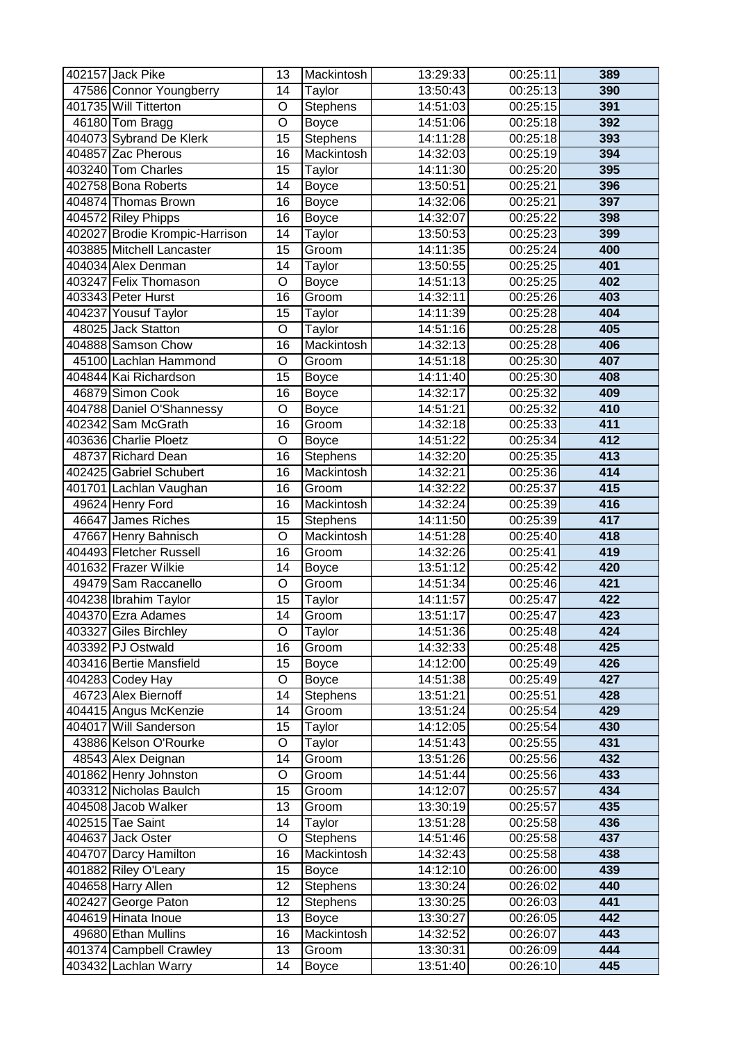| | | | | | | |
|---|---|---|---|---|---|---|
| 402157 | Jack Pike | 13 | Mackintosh | 13:29:33 | 00:25:11 | 389 |
| 47586 | Connor Youngberry | 14 | Taylor | 13:50:43 | 00:25:13 | 390 |
| 401735 | Will Titterton | O | Stephens | 14:51:03 | 00:25:15 | 391 |
| 46180 | Tom Bragg | O | Boyce | 14:51:06 | 00:25:18 | 392 |
| 404073 | Sybrand De Klerk | 15 | Stephens | 14:11:28 | 00:25:18 | 393 |
| 404857 | Zac Pherous | 16 | Mackintosh | 14:32:03 | 00:25:19 | 394 |
| 403240 | Tom Charles | 15 | Taylor | 14:11:30 | 00:25:20 | 395 |
| 402758 | Bona Roberts | 14 | Boyce | 13:50:51 | 00:25:21 | 396 |
| 404874 | Thomas Brown | 16 | Boyce | 14:32:06 | 00:25:21 | 397 |
| 404572 | Riley Phipps | 16 | Boyce | 14:32:07 | 00:25:22 | 398 |
| 402027 | Brodie Krompic-Harrison | 14 | Taylor | 13:50:53 | 00:25:23 | 399 |
| 403885 | Mitchell Lancaster | 15 | Groom | 14:11:35 | 00:25:24 | 400 |
| 404034 | Alex Denman | 14 | Taylor | 13:50:55 | 00:25:25 | 401 |
| 403247 | Felix Thomason | O | Boyce | 14:51:13 | 00:25:25 | 402 |
| 403343 | Peter Hurst | 16 | Groom | 14:32:11 | 00:25:26 | 403 |
| 404237 | Yousuf Taylor | 15 | Taylor | 14:11:39 | 00:25:28 | 404 |
| 48025 | Jack Statton | O | Taylor | 14:51:16 | 00:25:28 | 405 |
| 404888 | Samson Chow | 16 | Mackintosh | 14:32:13 | 00:25:28 | 406 |
| 45100 | Lachlan Hammond | O | Groom | 14:51:18 | 00:25:30 | 407 |
| 404844 | Kai Richardson | 15 | Boyce | 14:11:40 | 00:25:30 | 408 |
| 46879 | Simon Cook | 16 | Boyce | 14:32:17 | 00:25:32 | 409 |
| 404788 | Daniel O'Shannessy | O | Boyce | 14:51:21 | 00:25:32 | 410 |
| 402342 | Sam McGrath | 16 | Groom | 14:32:18 | 00:25:33 | 411 |
| 403636 | Charlie Ploetz | O | Boyce | 14:51:22 | 00:25:34 | 412 |
| 48737 | Richard Dean | 16 | Stephens | 14:32:20 | 00:25:35 | 413 |
| 402425 | Gabriel Schubert | 16 | Mackintosh | 14:32:21 | 00:25:36 | 414 |
| 401701 | Lachlan Vaughan | 16 | Groom | 14:32:22 | 00:25:37 | 415 |
| 49624 | Henry Ford | 16 | Mackintosh | 14:32:24 | 00:25:39 | 416 |
| 46647 | James Riches | 15 | Stephens | 14:11:50 | 00:25:39 | 417 |
| 47667 | Henry Bahnisch | O | Mackintosh | 14:51:28 | 00:25:40 | 418 |
| 404493 | Fletcher Russell | 16 | Groom | 14:32:26 | 00:25:41 | 419 |
| 401632 | Frazer Wilkie | 14 | Boyce | 13:51:12 | 00:25:42 | 420 |
| 49479 | Sam Raccanello | O | Groom | 14:51:34 | 00:25:46 | 421 |
| 404238 | Ibrahim Taylor | 15 | Taylor | 14:11:57 | 00:25:47 | 422 |
| 404370 | Ezra Adames | 14 | Groom | 13:51:17 | 00:25:47 | 423 |
| 403327 | Giles Birchley | O | Taylor | 14:51:36 | 00:25:48 | 424 |
| 403392 | PJ Ostwald | 16 | Groom | 14:32:33 | 00:25:48 | 425 |
| 403416 | Bertie Mansfield | 15 | Boyce | 14:12:00 | 00:25:49 | 426 |
| 404283 | Codey Hay | O | Boyce | 14:51:38 | 00:25:49 | 427 |
| 46723 | Alex Biernoff | 14 | Stephens | 13:51:21 | 00:25:51 | 428 |
| 404415 | Angus McKenzie | 14 | Groom | 13:51:24 | 00:25:54 | 429 |
| 404017 | Will Sanderson | 15 | Taylor | 14:12:05 | 00:25:54 | 430 |
| 43886 | Kelson O'Rourke | O | Taylor | 14:51:43 | 00:25:55 | 431 |
| 48543 | Alex Deignan | 14 | Groom | 13:51:26 | 00:25:56 | 432 |
| 401862 | Henry Johnston | O | Groom | 14:51:44 | 00:25:56 | 433 |
| 403312 | Nicholas Baulch | 15 | Groom | 14:12:07 | 00:25:57 | 434 |
| 404508 | Jacob Walker | 13 | Groom | 13:30:19 | 00:25:57 | 435 |
| 402515 | Tae Saint | 14 | Taylor | 13:51:28 | 00:25:58 | 436 |
| 404637 | Jack Oster | O | Stephens | 14:51:46 | 00:25:58 | 437 |
| 404707 | Darcy Hamilton | 16 | Mackintosh | 14:32:43 | 00:25:58 | 438 |
| 401882 | Riley O'Leary | 15 | Boyce | 14:12:10 | 00:26:00 | 439 |
| 404658 | Harry Allen | 12 | Stephens | 13:30:24 | 00:26:02 | 440 |
| 402427 | George Paton | 12 | Stephens | 13:30:25 | 00:26:03 | 441 |
| 404619 | Hinata Inoue | 13 | Boyce | 13:30:27 | 00:26:05 | 442 |
| 49680 | Ethan Mullins | 16 | Mackintosh | 14:32:52 | 00:26:07 | 443 |
| 401374 | Campbell Crawley | 13 | Groom | 13:30:31 | 00:26:09 | 444 |
| 403432 | Lachlan Warry | 14 | Boyce | 13:51:40 | 00:26:10 | 445 |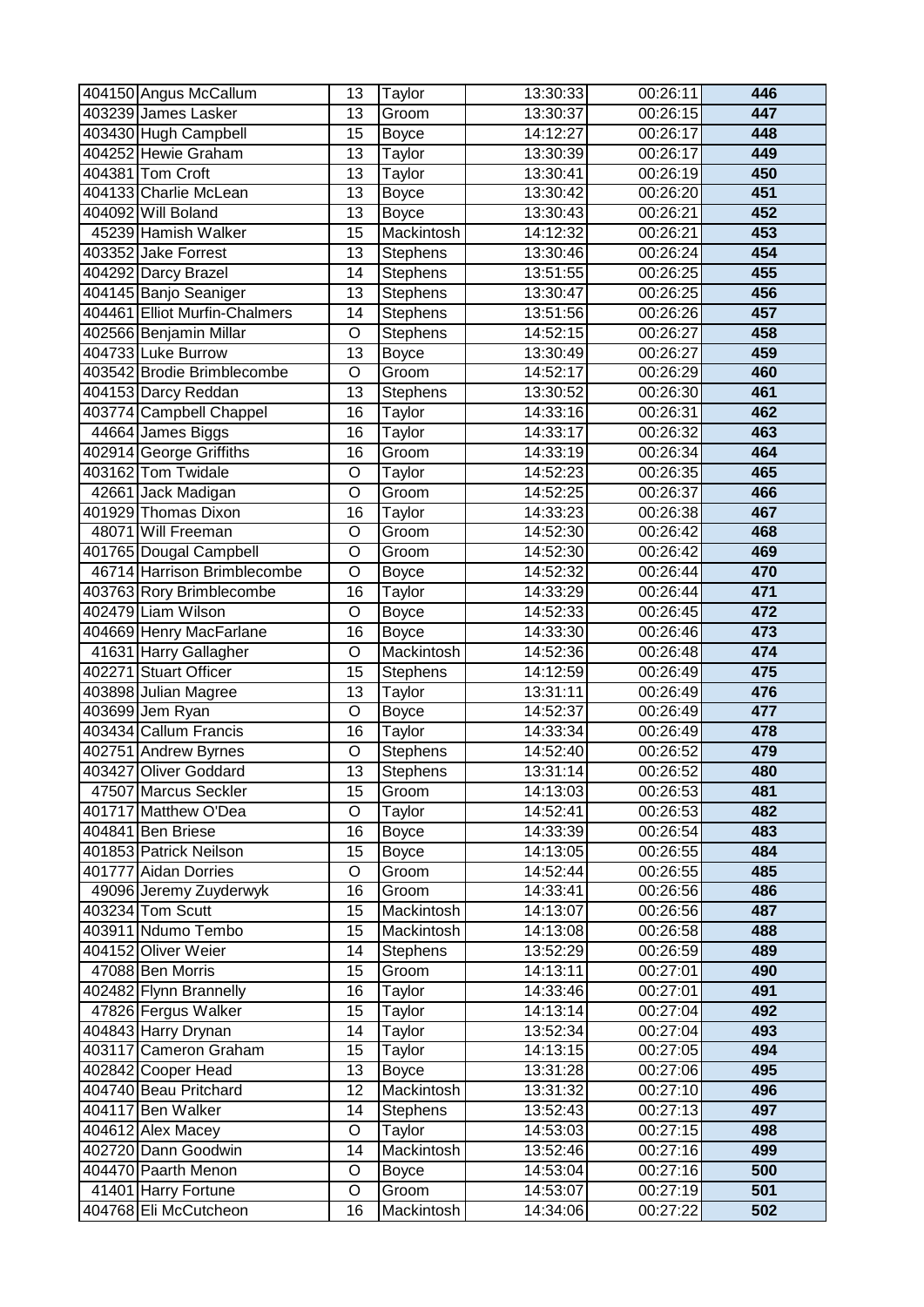| | | | | | | |
|---|---|---|---|---|---|---|
| 404150 | Angus McCallum | 13 | Taylor | 13:30:33 | 00:26:11 | 446 |
| 403239 | James Lasker | 13 | Groom | 13:30:37 | 00:26:15 | 447 |
| 403430 | Hugh Campbell | 15 | Boyce | 14:12:27 | 00:26:17 | 448 |
| 404252 | Hewie Graham | 13 | Taylor | 13:30:39 | 00:26:17 | 449 |
| 404381 | Tom Croft | 13 | Taylor | 13:30:41 | 00:26:19 | 450 |
| 404133 | Charlie McLean | 13 | Boyce | 13:30:42 | 00:26:20 | 451 |
| 404092 | Will Boland | 13 | Boyce | 13:30:43 | 00:26:21 | 452 |
| 45239 | Hamish Walker | 15 | Mackintosh | 14:12:32 | 00:26:21 | 453 |
| 403352 | Jake Forrest | 13 | Stephens | 13:30:46 | 00:26:24 | 454 |
| 404292 | Darcy Brazel | 14 | Stephens | 13:51:55 | 00:26:25 | 455 |
| 404145 | Banjo Seaniger | 13 | Stephens | 13:30:47 | 00:26:25 | 456 |
| 404461 | Elliot Murfin-Chalmers | 14 | Stephens | 13:51:56 | 00:26:26 | 457 |
| 402566 | Benjamin Millar | O | Stephens | 14:52:15 | 00:26:27 | 458 |
| 404733 | Luke Burrow | 13 | Boyce | 13:30:49 | 00:26:27 | 459 |
| 403542 | Brodie Brimblecombe | O | Groom | 14:52:17 | 00:26:29 | 460 |
| 404153 | Darcy Reddan | 13 | Stephens | 13:30:52 | 00:26:30 | 461 |
| 403774 | Campbell Chappel | 16 | Taylor | 14:33:16 | 00:26:31 | 462 |
| 44664 | James Biggs | 16 | Taylor | 14:33:17 | 00:26:32 | 463 |
| 402914 | George Griffiths | 16 | Groom | 14:33:19 | 00:26:34 | 464 |
| 403162 | Tom Twidale | O | Taylor | 14:52:23 | 00:26:35 | 465 |
| 42661 | Jack Madigan | O | Groom | 14:52:25 | 00:26:37 | 466 |
| 401929 | Thomas Dixon | 16 | Taylor | 14:33:23 | 00:26:38 | 467 |
| 48071 | Will Freeman | O | Groom | 14:52:30 | 00:26:42 | 468 |
| 401765 | Dougal Campbell | O | Groom | 14:52:30 | 00:26:42 | 469 |
| 46714 | Harrison Brimblecombe | O | Boyce | 14:52:32 | 00:26:44 | 470 |
| 403763 | Rory Brimblecombe | 16 | Taylor | 14:33:29 | 00:26:44 | 471 |
| 402479 | Liam Wilson | O | Boyce | 14:52:33 | 00:26:45 | 472 |
| 404669 | Henry MacFarlane | 16 | Boyce | 14:33:30 | 00:26:46 | 473 |
| 41631 | Harry Gallagher | O | Mackintosh | 14:52:36 | 00:26:48 | 474 |
| 402271 | Stuart Officer | 15 | Stephens | 14:12:59 | 00:26:49 | 475 |
| 403898 | Julian Magree | 13 | Taylor | 13:31:11 | 00:26:49 | 476 |
| 403699 | Jem Ryan | O | Boyce | 14:52:37 | 00:26:49 | 477 |
| 403434 | Callum Francis | 16 | Taylor | 14:33:34 | 00:26:49 | 478 |
| 402751 | Andrew Byrnes | O | Stephens | 14:52:40 | 00:26:52 | 479 |
| 403427 | Oliver Goddard | 13 | Stephens | 13:31:14 | 00:26:52 | 480 |
| 47507 | Marcus Seckler | 15 | Groom | 14:13:03 | 00:26:53 | 481 |
| 401717 | Matthew O'Dea | O | Taylor | 14:52:41 | 00:26:53 | 482 |
| 404841 | Ben Briese | 16 | Boyce | 14:33:39 | 00:26:54 | 483 |
| 401853 | Patrick Neilson | 15 | Boyce | 14:13:05 | 00:26:55 | 484 |
| 401777 | Aidan Dorries | O | Groom | 14:52:44 | 00:26:55 | 485 |
| 49096 | Jeremy Zuyderwyk | 16 | Groom | 14:33:41 | 00:26:56 | 486 |
| 403234 | Tom Scutt | 15 | Mackintosh | 14:13:07 | 00:26:56 | 487 |
| 403911 | Ndumo Tembo | 15 | Mackintosh | 14:13:08 | 00:26:58 | 488 |
| 404152 | Oliver Weier | 14 | Stephens | 13:52:29 | 00:26:59 | 489 |
| 47088 | Ben Morris | 15 | Groom | 14:13:11 | 00:27:01 | 490 |
| 402482 | Flynn Brannelly | 16 | Taylor | 14:33:46 | 00:27:01 | 491 |
| 47826 | Fergus Walker | 15 | Taylor | 14:13:14 | 00:27:04 | 492 |
| 404843 | Harry Drynan | 14 | Taylor | 13:52:34 | 00:27:04 | 493 |
| 403117 | Cameron Graham | 15 | Taylor | 14:13:15 | 00:27:05 | 494 |
| 402842 | Cooper Head | 13 | Boyce | 13:31:28 | 00:27:06 | 495 |
| 404740 | Beau Pritchard | 12 | Mackintosh | 13:31:32 | 00:27:10 | 496 |
| 404117 | Ben Walker | 14 | Stephens | 13:52:43 | 00:27:13 | 497 |
| 404612 | Alex Macey | O | Taylor | 14:53:03 | 00:27:15 | 498 |
| 402720 | Dann Goodwin | 14 | Mackintosh | 13:52:46 | 00:27:16 | 499 |
| 404470 | Paarth Menon | O | Boyce | 14:53:04 | 00:27:16 | 500 |
| 41401 | Harry Fortune | O | Groom | 14:53:07 | 00:27:19 | 501 |
| 404768 | Eli McCutcheon | 16 | Mackintosh | 14:34:06 | 00:27:22 | 502 |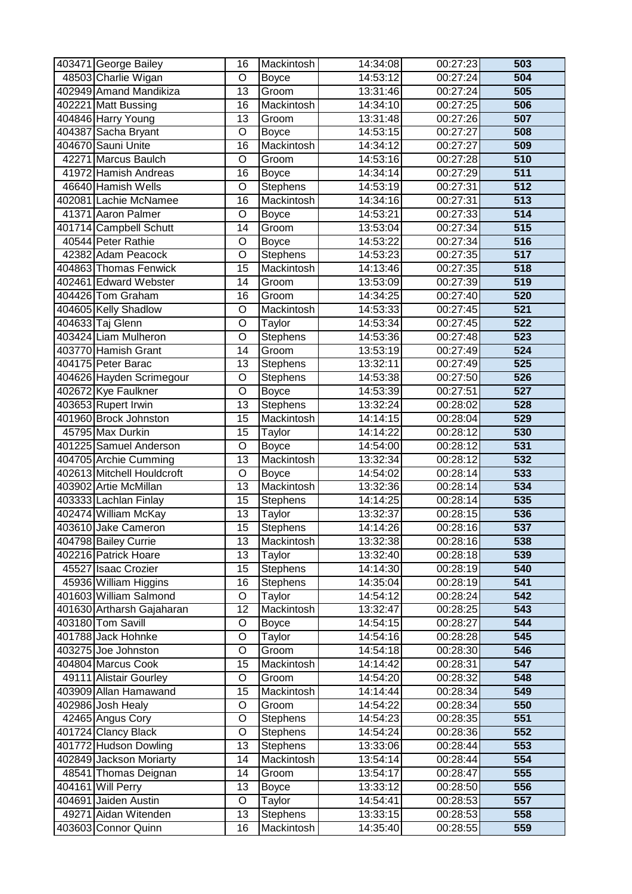| | | | | | | |
|---|---|---|---|---|---|---|
| 403471 | George Bailey | 16 | Mackintosh | 14:34:08 | 00:27:23 | 503 |
| 48503 | Charlie Wigan | O | Boyce | 14:53:12 | 00:27:24 | 504 |
| 402949 | Amand Mandikiza | 13 | Groom | 13:31:46 | 00:27:24 | 505 |
| 402221 | Matt Bussing | 16 | Mackintosh | 14:34:10 | 00:27:25 | 506 |
| 404846 | Harry Young | 13 | Groom | 13:31:48 | 00:27:26 | 507 |
| 404387 | Sacha Bryant | O | Boyce | 14:53:15 | 00:27:27 | 508 |
| 404670 | Sauni Unite | 16 | Mackintosh | 14:34:12 | 00:27:27 | 509 |
| 42271 | Marcus Baulch | O | Groom | 14:53:16 | 00:27:28 | 510 |
| 41972 | Hamish Andreas | 16 | Boyce | 14:34:14 | 00:27:29 | 511 |
| 46640 | Hamish Wells | O | Stephens | 14:53:19 | 00:27:31 | 512 |
| 402081 | Lachie McNamee | 16 | Mackintosh | 14:34:16 | 00:27:31 | 513 |
| 41371 | Aaron Palmer | O | Boyce | 14:53:21 | 00:27:33 | 514 |
| 401714 | Campbell Schutt | 14 | Groom | 13:53:04 | 00:27:34 | 515 |
| 40544 | Peter Rathie | O | Boyce | 14:53:22 | 00:27:34 | 516 |
| 42382 | Adam Peacock | O | Stephens | 14:53:23 | 00:27:35 | 517 |
| 404863 | Thomas Fenwick | 15 | Mackintosh | 14:13:46 | 00:27:35 | 518 |
| 402461 | Edward Webster | 14 | Groom | 13:53:09 | 00:27:39 | 519 |
| 404426 | Tom Graham | 16 | Groom | 14:34:25 | 00:27:40 | 520 |
| 404605 | Kelly Shadlow | O | Mackintosh | 14:53:33 | 00:27:45 | 521 |
| 404633 | Taj Glenn | O | Taylor | 14:53:34 | 00:27:45 | 522 |
| 403424 | Liam Mulheron | O | Stephens | 14:53:36 | 00:27:48 | 523 |
| 403770 | Hamish Grant | 14 | Groom | 13:53:19 | 00:27:49 | 524 |
| 404175 | Peter Barac | 13 | Stephens | 13:32:11 | 00:27:49 | 525 |
| 404626 | Hayden Scrimegour | O | Stephens | 14:53:38 | 00:27:50 | 526 |
| 402672 | Kye Faulkner | O | Boyce | 14:53:39 | 00:27:51 | 527 |
| 403653 | Rupert Irwin | 13 | Stephens | 13:32:24 | 00:28:02 | 528 |
| 401960 | Brock Johnston | 15 | Mackintosh | 14:14:15 | 00:28:04 | 529 |
| 45795 | Max Durkin | 15 | Taylor | 14:14:22 | 00:28:12 | 530 |
| 401225 | Samuel Anderson | O | Boyce | 14:54:00 | 00:28:12 | 531 |
| 404705 | Archie Cumming | 13 | Mackintosh | 13:32:34 | 00:28:12 | 532 |
| 402613 | Mitchell Houldcroft | O | Boyce | 14:54:02 | 00:28:14 | 533 |
| 403902 | Artie McMillan | 13 | Mackintosh | 13:32:36 | 00:28:14 | 534 |
| 403333 | Lachlan Finlay | 15 | Stephens | 14:14:25 | 00:28:14 | 535 |
| 402474 | William McKay | 13 | Taylor | 13:32:37 | 00:28:15 | 536 |
| 403610 | Jake Cameron | 15 | Stephens | 14:14:26 | 00:28:16 | 537 |
| 404798 | Bailey Currie | 13 | Mackintosh | 13:32:38 | 00:28:16 | 538 |
| 402216 | Patrick Hoare | 13 | Taylor | 13:32:40 | 00:28:18 | 539 |
| 45527 | Isaac Crozier | 15 | Stephens | 14:14:30 | 00:28:19 | 540 |
| 45936 | William Higgins | 16 | Stephens | 14:35:04 | 00:28:19 | 541 |
| 401603 | William Salmond | O | Taylor | 14:54:12 | 00:28:24 | 542 |
| 401630 | Artharsh Gajaharan | 12 | Mackintosh | 13:32:47 | 00:28:25 | 543 |
| 403180 | Tom Savill | O | Boyce | 14:54:15 | 00:28:27 | 544 |
| 401788 | Jack Hohnke | O | Taylor | 14:54:16 | 00:28:28 | 545 |
| 403275 | Joe Johnston | O | Groom | 14:54:18 | 00:28:30 | 546 |
| 404804 | Marcus Cook | 15 | Mackintosh | 14:14:42 | 00:28:31 | 547 |
| 49111 | Alistair Gourley | O | Groom | 14:54:20 | 00:28:32 | 548 |
| 403909 | Allan Hamawand | 15 | Mackintosh | 14:14:44 | 00:28:34 | 549 |
| 402986 | Josh Healy | O | Groom | 14:54:22 | 00:28:34 | 550 |
| 42465 | Angus Cory | O | Stephens | 14:54:23 | 00:28:35 | 551 |
| 401724 | Clancy Black | O | Stephens | 14:54:24 | 00:28:36 | 552 |
| 401772 | Hudson Dowling | 13 | Stephens | 13:33:06 | 00:28:44 | 553 |
| 402849 | Jackson Moriarty | 14 | Mackintosh | 13:54:14 | 00:28:44 | 554 |
| 48541 | Thomas Deignan | 14 | Groom | 13:54:17 | 00:28:47 | 555 |
| 404161 | Will Perry | 13 | Boyce | 13:33:12 | 00:28:50 | 556 |
| 404691 | Jaiden Austin | O | Taylor | 14:54:41 | 00:28:53 | 557 |
| 49271 | Aidan Witenden | 13 | Stephens | 13:33:15 | 00:28:53 | 558 |
| 403603 | Connor Quinn | 16 | Mackintosh | 14:35:40 | 00:28:55 | 559 |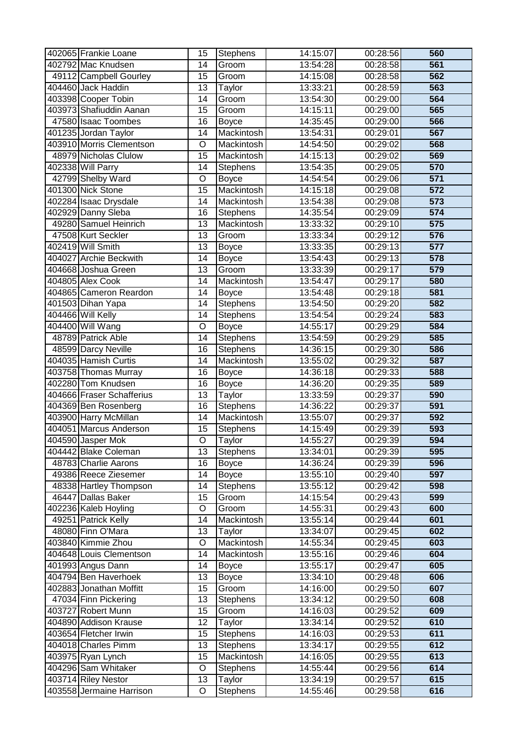| | | | | | | |
|---|---|---|---|---|---|---|
| 402065 | Frankie Loane | 15 | Stephens | 14:15:07 | 00:28:56 | **560** |
| 402792 | Mac Knudsen | 14 | Groom | 13:54:28 | 00:28:58 | **561** |
| 49112 | Campbell Gourley | 15 | Groom | 14:15:08 | 00:28:58 | **562** |
| 404460 | Jack Haddin | 13 | Taylor | 13:33:21 | 00:28:59 | **563** |
| 403398 | Cooper Tobin | 14 | Groom | 13:54:30 | 00:29:00 | **564** |
| 403973 | Shafiuddin Aanan | 15 | Groom | 14:15:11 | 00:29:00 | **565** |
| 47580 | Isaac Toombes | 16 | Boyce | 14:35:45 | 00:29:00 | **566** |
| 401235 | Jordan Taylor | 14 | Mackintosh | 13:54:31 | 00:29:01 | **567** |
| 403910 | Morris Clementson | O | Mackintosh | 14:54:50 | 00:29:02 | **568** |
| 48979 | Nicholas Clulow | 15 | Mackintosh | 14:15:13 | 00:29:02 | **569** |
| 402338 | Will Parry | 14 | Stephens | 13:54:35 | 00:29:05 | **570** |
| 42799 | Shelby Ward | O | Boyce | 14:54:54 | 00:29:06 | **571** |
| 401300 | Nick Stone | 15 | Mackintosh | 14:15:18 | 00:29:08 | **572** |
| 402284 | Isaac Drysdale | 14 | Mackintosh | 13:54:38 | 00:29:08 | **573** |
| 402929 | Danny Sleba | 16 | Stephens | 14:35:54 | 00:29:09 | **574** |
| 49280 | Samuel Heinrich | 13 | Mackintosh | 13:33:32 | 00:29:10 | **575** |
| 47508 | Kurt Seckler | 13 | Groom | 13:33:34 | 00:29:12 | **576** |
| 402419 | Will Smith | 13 | Boyce | 13:33:35 | 00:29:13 | **577** |
| 404027 | Archie Beckwith | 14 | Boyce | 13:54:43 | 00:29:13 | **578** |
| 404668 | Joshua Green | 13 | Groom | 13:33:39 | 00:29:17 | **579** |
| 404805 | Alex Cook | 14 | Mackintosh | 13:54:47 | 00:29:17 | **580** |
| 404865 | Cameron Reardon | 14 | Boyce | 13:54:48 | 00:29:18 | **581** |
| 401503 | Dihan Yapa | 14 | Stephens | 13:54:50 | 00:29:20 | **582** |
| 404466 | Will Kelly | 14 | Stephens | 13:54:54 | 00:29:24 | **583** |
| 404400 | Will Wang | O | Boyce | 14:55:17 | 00:29:29 | **584** |
| 48789 | Patrick Able | 14 | Stephens | 13:54:59 | 00:29:29 | **585** |
| 48599 | Darcy Neville | 16 | Stephens | 14:36:15 | 00:29:30 | **586** |
| 404035 | Hamish Curtis | 14 | Mackintosh | 13:55:02 | 00:29:32 | **587** |
| 403758 | Thomas Murray | 16 | Boyce | 14:36:18 | 00:29:33 | **588** |
| 402280 | Tom Knudsen | 16 | Boyce | 14:36:20 | 00:29:35 | **589** |
| 404666 | Fraser Schafferius | 13 | Taylor | 13:33:59 | 00:29:37 | **590** |
| 404369 | Ben Rosenberg | 16 | Stephens | 14:36:22 | 00:29:37 | **591** |
| 403900 | Harry McMillan | 14 | Mackintosh | 13:55:07 | 00:29:37 | **592** |
| 404051 | Marcus Anderson | 15 | Stephens | 14:15:49 | 00:29:39 | **593** |
| 404590 | Jasper Mok | O | Taylor | 14:55:27 | 00:29:39 | **594** |
| 404442 | Blake Coleman | 13 | Stephens | 13:34:01 | 00:29:39 | **595** |
| 48783 | Charlie Aarons | 16 | Boyce | 14:36:24 | 00:29:39 | **596** |
| 49386 | Reece Ziesemer | 14 | Boyce | 13:55:10 | 00:29:40 | **597** |
| 48338 | Hartley Thompson | 14 | Stephens | 13:55:12 | 00:29:42 | **598** |
| 46447 | Dallas Baker | 15 | Groom | 14:15:54 | 00:29:43 | **599** |
| 402236 | Kaleb Hoyling | O | Groom | 14:55:31 | 00:29:43 | **600** |
| 49251 | Patrick Kelly | 14 | Mackintosh | 13:55:14 | 00:29:44 | **601** |
| 48080 | Finn O'Mara | 13 | Taylor | 13:34:07 | 00:29:45 | **602** |
| 403840 | Kimmie Zhou | O | Mackintosh | 14:55:34 | 00:29:45 | **603** |
| 404648 | Louis Clementson | 14 | Mackintosh | 13:55:16 | 00:29:46 | **604** |
| 401993 | Angus Dann | 14 | Boyce | 13:55:17 | 00:29:47 | **605** |
| 404794 | Ben Haverhoek | 13 | Boyce | 13:34:10 | 00:29:48 | **606** |
| 402883 | Jonathan Moffitt | 15 | Groom | 14:16:00 | 00:29:50 | **607** |
| 47034 | Finn Pickering | 13 | Stephens | 13:34:12 | 00:29:50 | **608** |
| 403727 | Robert Munn | 15 | Groom | 14:16:03 | 00:29:52 | **609** |
| 404890 | Addison Krause | 12 | Taylor | 13:34:14 | 00:29:52 | **610** |
| 403654 | Fletcher Irwin | 15 | Stephens | 14:16:03 | 00:29:53 | **611** |
| 404018 | Charles Pimm | 13 | Stephens | 13:34:17 | 00:29:55 | **612** |
| 403975 | Ryan Lynch | 15 | Mackintosh | 14:16:05 | 00:29:55 | **613** |
| 404296 | Sam Whitaker | O | Stephens | 14:55:44 | 00:29:56 | **614** |
| 403714 | Riley Nestor | 13 | Taylor | 13:34:19 | 00:29:57 | **615** |
| 403558 | Jermaine Harrison | O | Stephens | 14:55:46 | 00:29:58 | **616** |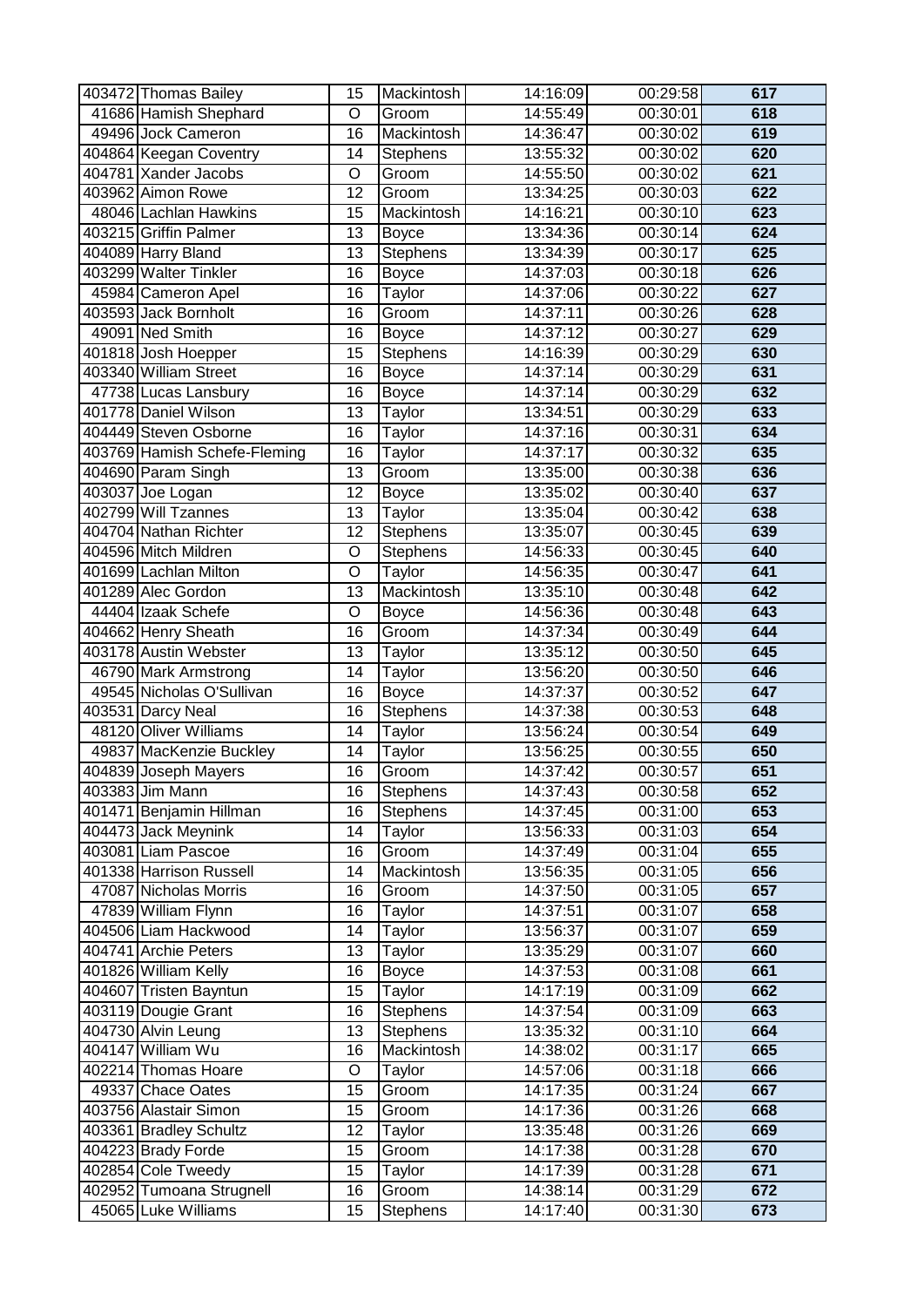| | | | | | | |
|---|---|---|---|---|---|---|
| 403472 | Thomas Bailey | 15 | Mackintosh | 14:16:09 | 00:29:58 | 617 |
| 41686 | Hamish Shephard | O | Groom | 14:55:49 | 00:30:01 | 618 |
| 49496 | Jock Cameron | 16 | Mackintosh | 14:36:47 | 00:30:02 | 619 |
| 404864 | Keegan Coventry | 14 | Stephens | 13:55:32 | 00:30:02 | 620 |
| 404781 | Xander Jacobs | O | Groom | 14:55:50 | 00:30:02 | 621 |
| 403962 | Aimon Rowe | 12 | Groom | 13:34:25 | 00:30:03 | 622 |
| 48046 | Lachlan Hawkins | 15 | Mackintosh | 14:16:21 | 00:30:10 | 623 |
| 403215 | Griffin Palmer | 13 | Boyce | 13:34:36 | 00:30:14 | 624 |
| 404089 | Harry Bland | 13 | Stephens | 13:34:39 | 00:30:17 | 625 |
| 403299 | Walter Tinkler | 16 | Boyce | 14:37:03 | 00:30:18 | 626 |
| 45984 | Cameron Apel | 16 | Taylor | 14:37:06 | 00:30:22 | 627 |
| 403593 | Jack Bornholt | 16 | Groom | 14:37:11 | 00:30:26 | 628 |
| 49091 | Ned Smith | 16 | Boyce | 14:37:12 | 00:30:27 | 629 |
| 401818 | Josh Hoepper | 15 | Stephens | 14:16:39 | 00:30:29 | 630 |
| 403340 | William Street | 16 | Boyce | 14:37:14 | 00:30:29 | 631 |
| 47738 | Lucas Lansbury | 16 | Boyce | 14:37:14 | 00:30:29 | 632 |
| 401778 | Daniel Wilson | 13 | Taylor | 13:34:51 | 00:30:29 | 633 |
| 404449 | Steven Osborne | 16 | Taylor | 14:37:16 | 00:30:31 | 634 |
| 403769 | Hamish Schefe-Fleming | 16 | Taylor | 14:37:17 | 00:30:32 | 635 |
| 404690 | Param Singh | 13 | Groom | 13:35:00 | 00:30:38 | 636 |
| 403037 | Joe Logan | 12 | Boyce | 13:35:02 | 00:30:40 | 637 |
| 402799 | Will Tzannes | 13 | Taylor | 13:35:04 | 00:30:42 | 638 |
| 404704 | Nathan Richter | 12 | Stephens | 13:35:07 | 00:30:45 | 639 |
| 404596 | Mitch Mildren | O | Stephens | 14:56:33 | 00:30:45 | 640 |
| 401699 | Lachlan Milton | O | Taylor | 14:56:35 | 00:30:47 | 641 |
| 401289 | Alec Gordon | 13 | Mackintosh | 13:35:10 | 00:30:48 | 642 |
| 44404 | Izaak Schefe | O | Boyce | 14:56:36 | 00:30:48 | 643 |
| 404662 | Henry Sheath | 16 | Groom | 14:37:34 | 00:30:49 | 644 |
| 403178 | Austin Webster | 13 | Taylor | 13:35:12 | 00:30:50 | 645 |
| 46790 | Mark Armstrong | 14 | Taylor | 13:56:20 | 00:30:50 | 646 |
| 49545 | Nicholas O'Sullivan | 16 | Boyce | 14:37:37 | 00:30:52 | 647 |
| 403531 | Darcy Neal | 16 | Stephens | 14:37:38 | 00:30:53 | 648 |
| 48120 | Oliver Williams | 14 | Taylor | 13:56:24 | 00:30:54 | 649 |
| 49837 | MacKenzie Buckley | 14 | Taylor | 13:56:25 | 00:30:55 | 650 |
| 404839 | Joseph Mayers | 16 | Groom | 14:37:42 | 00:30:57 | 651 |
| 403383 | Jim Mann | 16 | Stephens | 14:37:43 | 00:30:58 | 652 |
| 401471 | Benjamin Hillman | 16 | Stephens | 14:37:45 | 00:31:00 | 653 |
| 404473 | Jack Meynink | 14 | Taylor | 13:56:33 | 00:31:03 | 654 |
| 403081 | Liam Pascoe | 16 | Groom | 14:37:49 | 00:31:04 | 655 |
| 401338 | Harrison Russell | 14 | Mackintosh | 13:56:35 | 00:31:05 | 656 |
| 47087 | Nicholas Morris | 16 | Groom | 14:37:50 | 00:31:05 | 657 |
| 47839 | William Flynn | 16 | Taylor | 14:37:51 | 00:31:07 | 658 |
| 404506 | Liam Hackwood | 14 | Taylor | 13:56:37 | 00:31:07 | 659 |
| 404741 | Archie Peters | 13 | Taylor | 13:35:29 | 00:31:07 | 660 |
| 401826 | William Kelly | 16 | Boyce | 14:37:53 | 00:31:08 | 661 |
| 404607 | Tristen Bayntun | 15 | Taylor | 14:17:19 | 00:31:09 | 662 |
| 403119 | Dougie Grant | 16 | Stephens | 14:37:54 | 00:31:09 | 663 |
| 404730 | Alvin Leung | 13 | Stephens | 13:35:32 | 00:31:10 | 664 |
| 404147 | William Wu | 16 | Mackintosh | 14:38:02 | 00:31:17 | 665 |
| 402214 | Thomas Hoare | O | Taylor | 14:57:06 | 00:31:18 | 666 |
| 49337 | Chace Oates | 15 | Groom | 14:17:35 | 00:31:24 | 667 |
| 403756 | Alastair Simon | 15 | Groom | 14:17:36 | 00:31:26 | 668 |
| 403361 | Bradley Schultz | 12 | Taylor | 13:35:48 | 00:31:26 | 669 |
| 404223 | Brady Forde | 15 | Groom | 14:17:38 | 00:31:28 | 670 |
| 402854 | Cole Tweedy | 15 | Taylor | 14:17:39 | 00:31:28 | 671 |
| 402952 | Tumoana Strugnell | 16 | Groom | 14:38:14 | 00:31:29 | 672 |
| 45065 | Luke Williams | 15 | Stephens | 14:17:40 | 00:31:30 | 673 |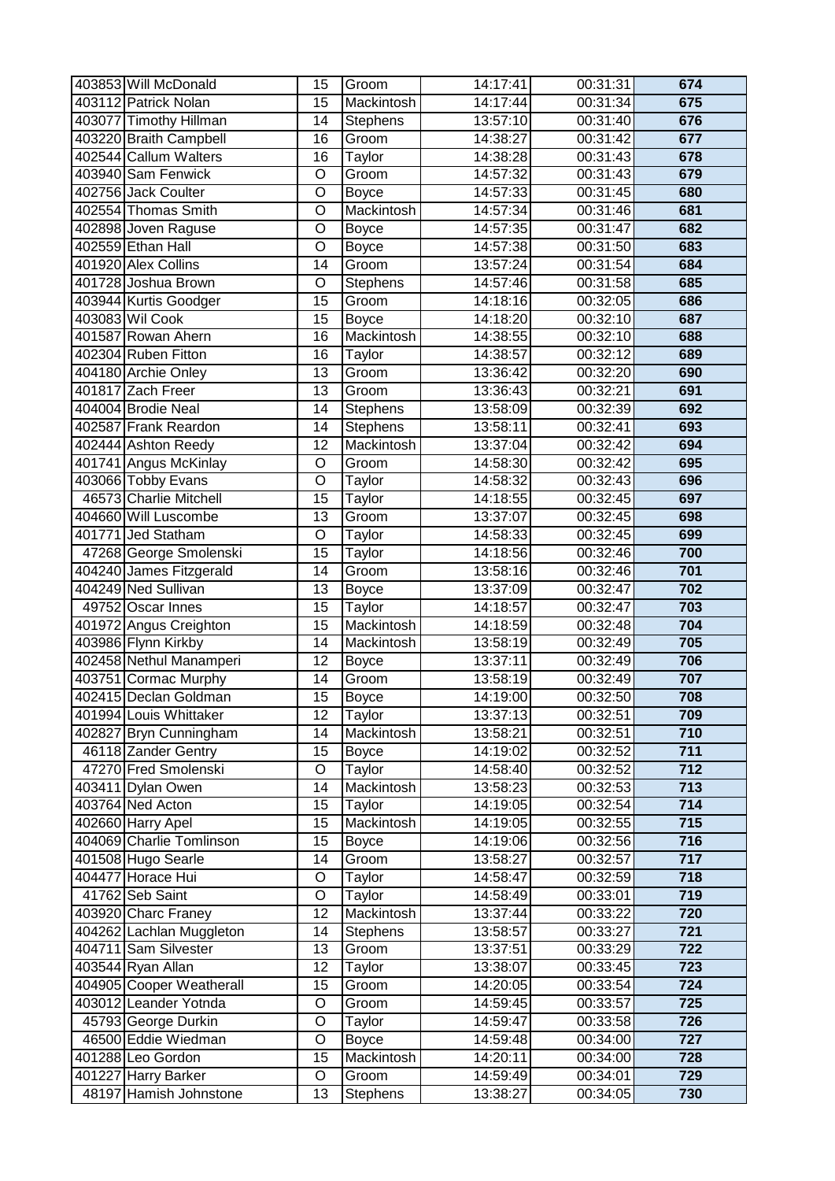| | | | | | | |
|---|---|---|---|---|---|---|
| 403853 | Will McDonald | 15 | Groom | 14:17:41 | 00:31:31 | 674 |
| 403112 | Patrick Nolan | 15 | Mackintosh | 14:17:44 | 00:31:34 | 675 |
| 403077 | Timothy Hillman | 14 | Stephens | 13:57:10 | 00:31:40 | 676 |
| 403220 | Braith Campbell | 16 | Groom | 14:38:27 | 00:31:42 | 677 |
| 402544 | Callum Walters | 16 | Taylor | 14:38:28 | 00:31:43 | 678 |
| 403940 | Sam Fenwick | O | Groom | 14:57:32 | 00:31:43 | 679 |
| 402756 | Jack Coulter | O | Boyce | 14:57:33 | 00:31:45 | 680 |
| 402554 | Thomas Smith | O | Mackintosh | 14:57:34 | 00:31:46 | 681 |
| 402898 | Joven Raguse | O | Boyce | 14:57:35 | 00:31:47 | 682 |
| 402559 | Ethan Hall | O | Boyce | 14:57:38 | 00:31:50 | 683 |
| 401920 | Alex Collins | 14 | Groom | 13:57:24 | 00:31:54 | 684 |
| 401728 | Joshua Brown | O | Stephens | 14:57:46 | 00:31:58 | 685 |
| 403944 | Kurtis Goodger | 15 | Groom | 14:18:16 | 00:32:05 | 686 |
| 403083 | Wil Cook | 15 | Boyce | 14:18:20 | 00:32:10 | 687 |
| 401587 | Rowan Ahern | 16 | Mackintosh | 14:38:55 | 00:32:10 | 688 |
| 402304 | Ruben Fitton | 16 | Taylor | 14:38:57 | 00:32:12 | 689 |
| 404180 | Archie Onley | 13 | Groom | 13:36:42 | 00:32:20 | 690 |
| 401817 | Zach Freer | 13 | Groom | 13:36:43 | 00:32:21 | 691 |
| 404004 | Brodie Neal | 14 | Stephens | 13:58:09 | 00:32:39 | 692 |
| 402587 | Frank Reardon | 14 | Stephens | 13:58:11 | 00:32:41 | 693 |
| 402444 | Ashton Reedy | 12 | Mackintosh | 13:37:04 | 00:32:42 | 694 |
| 401741 | Angus McKinlay | O | Groom | 14:58:30 | 00:32:42 | 695 |
| 403066 | Tobby Evans | O | Taylor | 14:58:32 | 00:32:43 | 696 |
| 46573 | Charlie Mitchell | 15 | Taylor | 14:18:55 | 00:32:45 | 697 |
| 404660 | Will Luscombe | 13 | Groom | 13:37:07 | 00:32:45 | 698 |
| 401771 | Jed Statham | O | Taylor | 14:58:33 | 00:32:45 | 699 |
| 47268 | George Smolenski | 15 | Taylor | 14:18:56 | 00:32:46 | 700 |
| 404240 | James Fitzgerald | 14 | Groom | 13:58:16 | 00:32:46 | 701 |
| 404249 | Ned Sullivan | 13 | Boyce | 13:37:09 | 00:32:47 | 702 |
| 49752 | Oscar Innes | 15 | Taylor | 14:18:57 | 00:32:47 | 703 |
| 401972 | Angus Creighton | 15 | Mackintosh | 14:18:59 | 00:32:48 | 704 |
| 403986 | Flynn Kirkby | 14 | Mackintosh | 13:58:19 | 00:32:49 | 705 |
| 402458 | Nethul Manamperi | 12 | Boyce | 13:37:11 | 00:32:49 | 706 |
| 403751 | Cormac Murphy | 14 | Groom | 13:58:19 | 00:32:49 | 707 |
| 402415 | Declan Goldman | 15 | Boyce | 14:19:00 | 00:32:50 | 708 |
| 401994 | Louis Whittaker | 12 | Taylor | 13:37:13 | 00:32:51 | 709 |
| 402827 | Bryn Cunningham | 14 | Mackintosh | 13:58:21 | 00:32:51 | 710 |
| 46118 | Zander Gentry | 15 | Boyce | 14:19:02 | 00:32:52 | 711 |
| 47270 | Fred Smolenski | O | Taylor | 14:58:40 | 00:32:52 | 712 |
| 403411 | Dylan Owen | 14 | Mackintosh | 13:58:23 | 00:32:53 | 713 |
| 403764 | Ned Acton | 15 | Taylor | 14:19:05 | 00:32:54 | 714 |
| 402660 | Harry Apel | 15 | Mackintosh | 14:19:05 | 00:32:55 | 715 |
| 404069 | Charlie Tomlinson | 15 | Boyce | 14:19:06 | 00:32:56 | 716 |
| 401508 | Hugo Searle | 14 | Groom | 13:58:27 | 00:32:57 | 717 |
| 404477 | Horace Hui | O | Taylor | 14:58:47 | 00:32:59 | 718 |
| 41762 | Seb Saint | O | Taylor | 14:58:49 | 00:33:01 | 719 |
| 403920 | Charc Franey | 12 | Mackintosh | 13:37:44 | 00:33:22 | 720 |
| 404262 | Lachlan Muggleton | 14 | Stephens | 13:58:57 | 00:33:27 | 721 |
| 404711 | Sam Silvester | 13 | Groom | 13:37:51 | 00:33:29 | 722 |
| 403544 | Ryan Allan | 12 | Taylor | 13:38:07 | 00:33:45 | 723 |
| 404905 | Cooper Weatherall | 15 | Groom | 14:20:05 | 00:33:54 | 724 |
| 403012 | Leander Yotnda | O | Groom | 14:59:45 | 00:33:57 | 725 |
| 45793 | George Durkin | O | Taylor | 14:59:47 | 00:33:58 | 726 |
| 46500 | Eddie Wiedman | O | Boyce | 14:59:48 | 00:34:00 | 727 |
| 401288 | Leo Gordon | 15 | Mackintosh | 14:20:11 | 00:34:00 | 728 |
| 401227 | Harry Barker | O | Groom | 14:59:49 | 00:34:01 | 729 |
| 48197 | Hamish Johnstone | 13 | Stephens | 13:38:27 | 00:34:05 | 730 |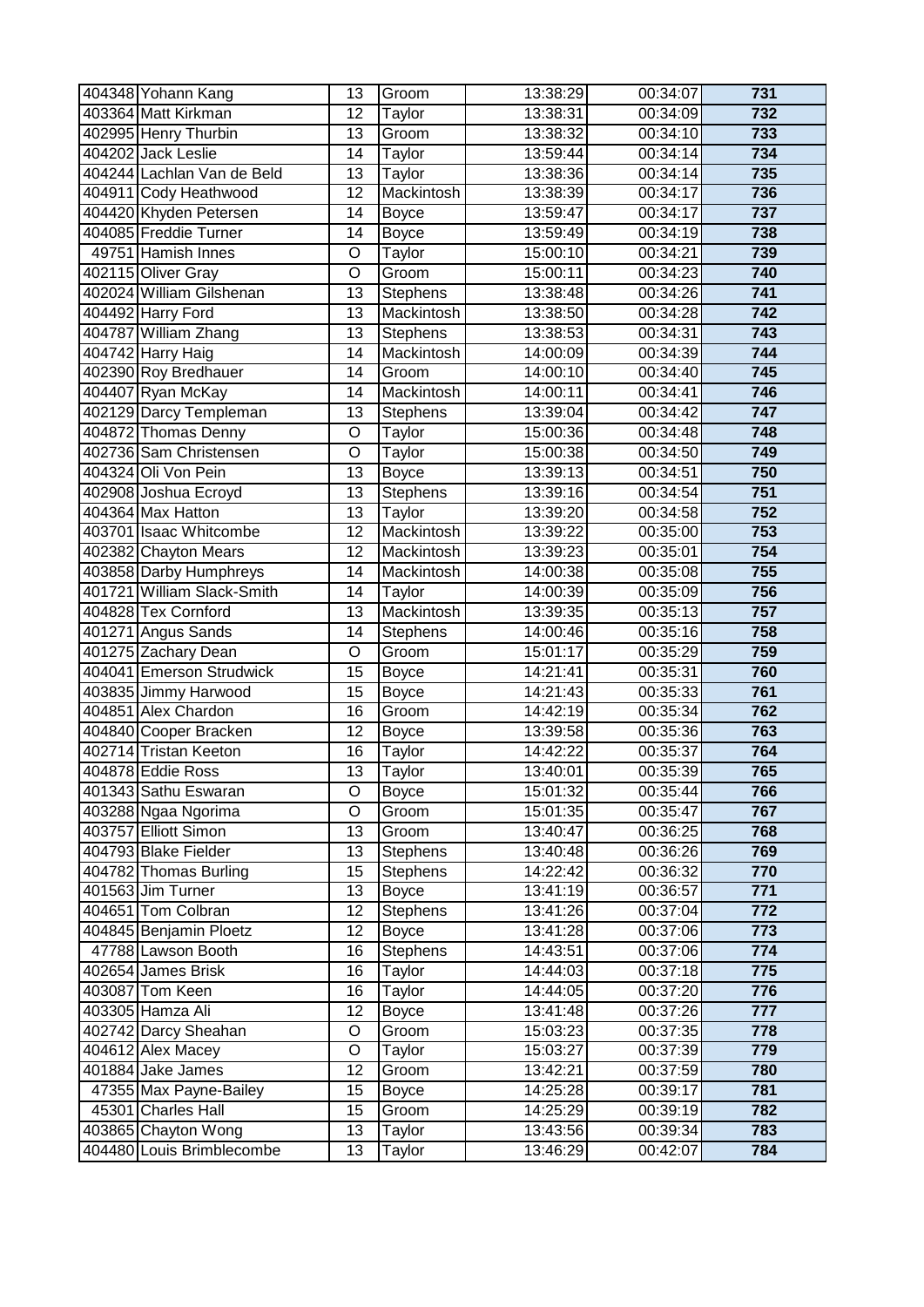| | | | | | | |
|---|---|---|---|---|---|---|
| 404348 | Yohann Kang | 13 | Groom | 13:38:29 | 00:34:07 | 731 |
| 403364 | Matt Kirkman | 12 | Taylor | 13:38:31 | 00:34:09 | 732 |
| 402995 | Henry Thurbin | 13 | Groom | 13:38:32 | 00:34:10 | 733 |
| 404202 | Jack Leslie | 14 | Taylor | 13:59:44 | 00:34:14 | 734 |
| 404244 | Lachlan Van de Beld | 13 | Taylor | 13:38:36 | 00:34:14 | 735 |
| 404911 | Cody Heathwood | 12 | Mackintosh | 13:38:39 | 00:34:17 | 736 |
| 404420 | Khyden Petersen | 14 | Boyce | 13:59:47 | 00:34:17 | 737 |
| 404085 | Freddie Turner | 14 | Boyce | 13:59:49 | 00:34:19 | 738 |
| 49751 | Hamish Innes | O | Taylor | 15:00:10 | 00:34:21 | 739 |
| 402115 | Oliver Gray | O | Groom | 15:00:11 | 00:34:23 | 740 |
| 402024 | William Gilshenan | 13 | Stephens | 13:38:48 | 00:34:26 | 741 |
| 404492 | Harry Ford | 13 | Mackintosh | 13:38:50 | 00:34:28 | 742 |
| 404787 | William Zhang | 13 | Stephens | 13:38:53 | 00:34:31 | 743 |
| 404742 | Harry Haig | 14 | Mackintosh | 14:00:09 | 00:34:39 | 744 |
| 402390 | Roy Bredhauer | 14 | Groom | 14:00:10 | 00:34:40 | 745 |
| 404407 | Ryan McKay | 14 | Mackintosh | 14:00:11 | 00:34:41 | 746 |
| 402129 | Darcy Templeman | 13 | Stephens | 13:39:04 | 00:34:42 | 747 |
| 404872 | Thomas Denny | O | Taylor | 15:00:36 | 00:34:48 | 748 |
| 402736 | Sam Christensen | O | Taylor | 15:00:38 | 00:34:50 | 749 |
| 404324 | Oli Von Pein | 13 | Boyce | 13:39:13 | 00:34:51 | 750 |
| 402908 | Joshua Ecroyd | 13 | Stephens | 13:39:16 | 00:34:54 | 751 |
| 404364 | Max Hatton | 13 | Taylor | 13:39:20 | 00:34:58 | 752 |
| 403701 | Isaac Whitcombe | 12 | Mackintosh | 13:39:22 | 00:35:00 | 753 |
| 402382 | Chayton Mears | 12 | Mackintosh | 13:39:23 | 00:35:01 | 754 |
| 403858 | Darby Humphreys | 14 | Mackintosh | 14:00:38 | 00:35:08 | 755 |
| 401721 | William Slack-Smith | 14 | Taylor | 14:00:39 | 00:35:09 | 756 |
| 404828 | Tex Cornford | 13 | Mackintosh | 13:39:35 | 00:35:13 | 757 |
| 401271 | Angus Sands | 14 | Stephens | 14:00:46 | 00:35:16 | 758 |
| 401275 | Zachary Dean | O | Groom | 15:01:17 | 00:35:29 | 759 |
| 404041 | Emerson Strudwick | 15 | Boyce | 14:21:41 | 00:35:31 | 760 |
| 403835 | Jimmy Harwood | 15 | Boyce | 14:21:43 | 00:35:33 | 761 |
| 404851 | Alex Chardon | 16 | Groom | 14:42:19 | 00:35:34 | 762 |
| 404840 | Cooper Bracken | 12 | Boyce | 13:39:58 | 00:35:36 | 763 |
| 402714 | Tristan Keeton | 16 | Taylor | 14:42:22 | 00:35:37 | 764 |
| 404878 | Eddie Ross | 13 | Taylor | 13:40:01 | 00:35:39 | 765 |
| 401343 | Sathu Eswaran | O | Boyce | 15:01:32 | 00:35:44 | 766 |
| 403288 | Ngaa Ngorima | O | Groom | 15:01:35 | 00:35:47 | 767 |
| 403757 | Elliott Simon | 13 | Groom | 13:40:47 | 00:36:25 | 768 |
| 404793 | Blake Fielder | 13 | Stephens | 13:40:48 | 00:36:26 | 769 |
| 404782 | Thomas Burling | 15 | Stephens | 14:22:42 | 00:36:32 | 770 |
| 401563 | Jim Turner | 13 | Boyce | 13:41:19 | 00:36:57 | 771 |
| 404651 | Tom Colbran | 12 | Stephens | 13:41:26 | 00:37:04 | 772 |
| 404845 | Benjamin Ploetz | 12 | Boyce | 13:41:28 | 00:37:06 | 773 |
| 47788 | Lawson Booth | 16 | Stephens | 14:43:51 | 00:37:06 | 774 |
| 402654 | James Brisk | 16 | Taylor | 14:44:03 | 00:37:18 | 775 |
| 403087 | Tom Keen | 16 | Taylor | 14:44:05 | 00:37:20 | 776 |
| 403305 | Hamza Ali | 12 | Boyce | 13:41:48 | 00:37:26 | 777 |
| 402742 | Darcy Sheahan | O | Groom | 15:03:23 | 00:37:35 | 778 |
| 404612 | Alex Macey | O | Taylor | 15:03:27 | 00:37:39 | 779 |
| 401884 | Jake James | 12 | Groom | 13:42:21 | 00:37:59 | 780 |
| 47355 | Max Payne-Bailey | 15 | Boyce | 14:25:28 | 00:39:17 | 781 |
| 45301 | Charles Hall | 15 | Groom | 14:25:29 | 00:39:19 | 782 |
| 403865 | Chayton Wong | 13 | Taylor | 13:43:56 | 00:39:34 | 783 |
| 404480 | Louis Brimblecombe | 13 | Taylor | 13:46:29 | 00:42:07 | 784 |